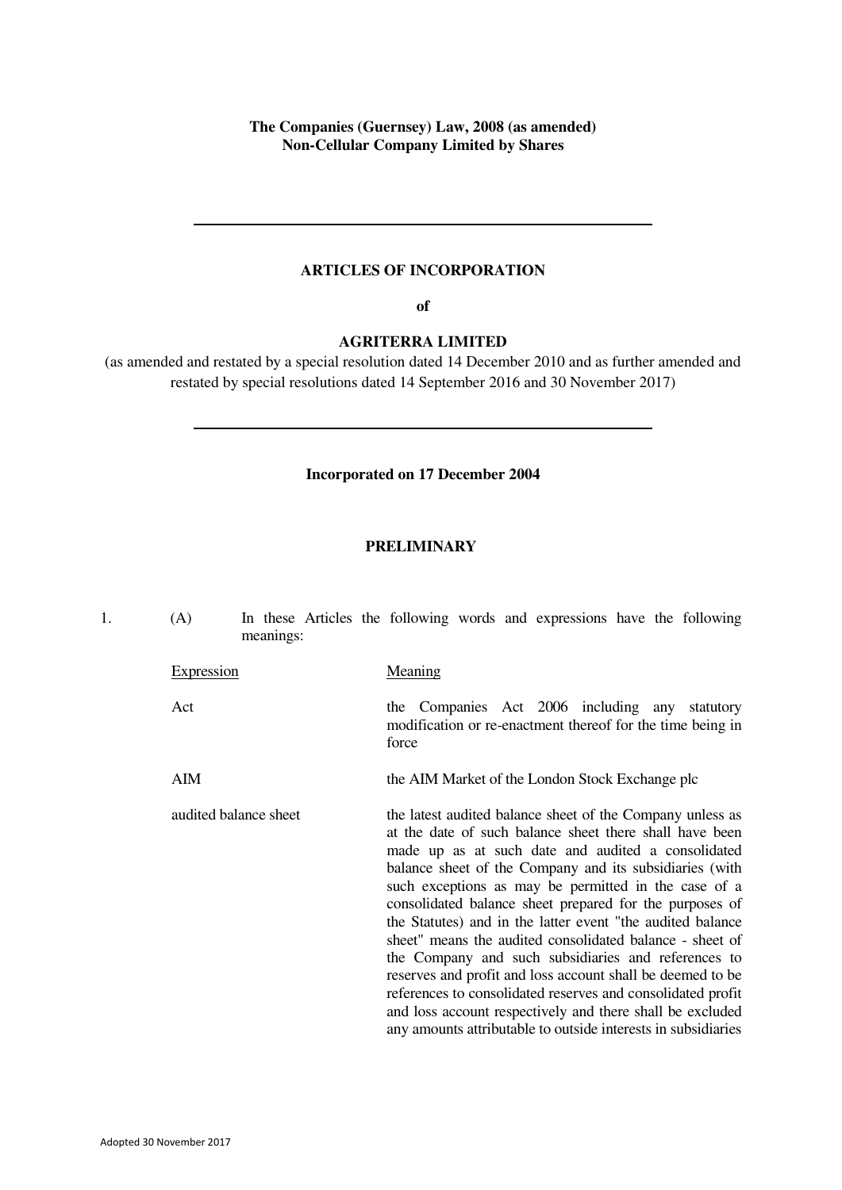**The Companies (Guernsey) Law, 2008 (as amended)**
**Non-Cellular Company Limited by Shares**

---

# ARTICLES OF INCORPORATION

**of**

# AGRITERRA LIMITED

(as amended and restated by a special resolution dated 14 December 2010 and as further amended and restated by special resolutions dated 14 September 2016 and 30 November 2017)

---

**Incorporated on 17 December 2004**

## PRELIMINARY

1. (A) In these Articles the following words and expressions have the following meanings:

| Expression | Meaning |
| --- | --- |
| Act | the Companies Act 2006 including any statutory modification or re-enactment thereof for the time being in force |
| AIM | the AIM Market of the London Stock Exchange plc |
| audited balance sheet | the latest audited balance sheet of the Company unless as at the date of such balance sheet there shall have been made up as at such date and audited a consolidated balance sheet of the Company and its subsidiaries (with such exceptions as may be permitted in the case of a consolidated balance sheet prepared for the purposes of the Statutes) and in the latter event "the audited balance sheet" means the audited consolidated balance - sheet of the Company and such subsidiaries and references to reserves and profit and loss account shall be deemed to be references to consolidated reserves and consolidated profit and loss account respectively and there shall be excluded any amounts attributable to outside interests in subsidiaries |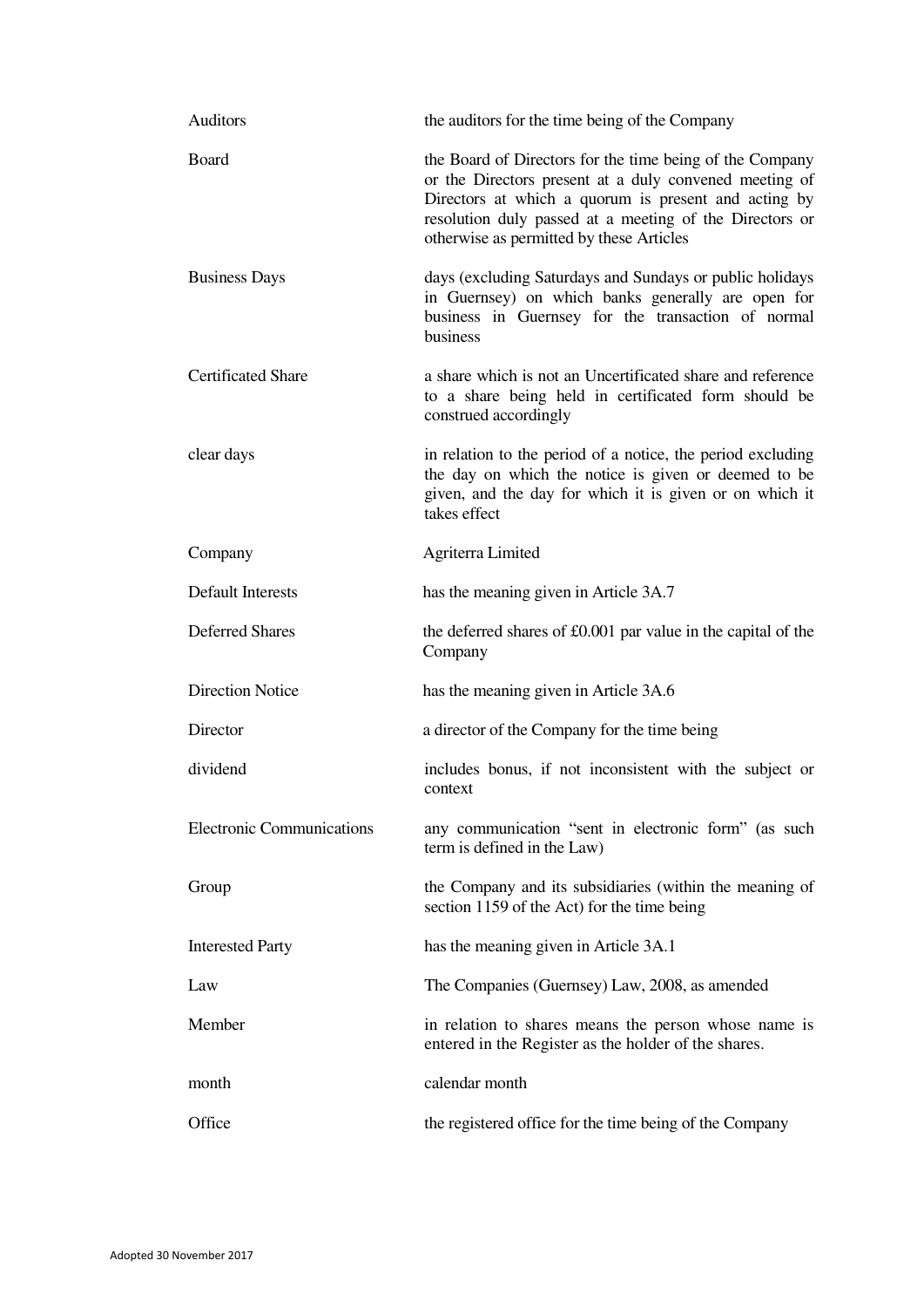| | |
|---|---|
| Auditors | the auditors for the time being of the Company |
| Board | the Board of Directors for the time being of the Company or the Directors present at a duly convened meeting of Directors at which a quorum is present and acting by resolution duly passed at a meeting of the Directors or otherwise as permitted by these Articles |
| Business Days | days (excluding Saturdays and Sundays or public holidays in Guernsey) on which banks generally are open for business in Guernsey for the transaction of normal business |
| Certificated Share | a share which is not an Uncertificated share and reference to a share being held in certificated form should be construed accordingly |
| clear days | in relation to the period of a notice, the period excluding the day on which the notice is given or deemed to be given, and the day for which it is given or on which it takes effect |
| Company | Agriterra Limited |
| Default Interests | has the meaning given in Article 3A.7 |
| Deferred Shares | the deferred shares of £0.001 par value in the capital of the Company |
| Direction Notice | has the meaning given in Article 3A.6 |
| Director | a director of the Company for the time being |
| dividend | includes bonus, if not inconsistent with the subject or context |
| Electronic Communications | any communication "sent in electronic form" (as such term is defined in the Law) |
| Group | the Company and its subsidiaries (within the meaning of section 1159 of the Act) for the time being |
| Interested Party | has the meaning given in Article 3A.1 |
| Law | The Companies (Guernsey) Law, 2008, as amended |
| Member | in relation to shares means the person whose name is entered in the Register as the holder of the shares. |
| month | calendar month |
| Office | the registered office for the time being of the Company |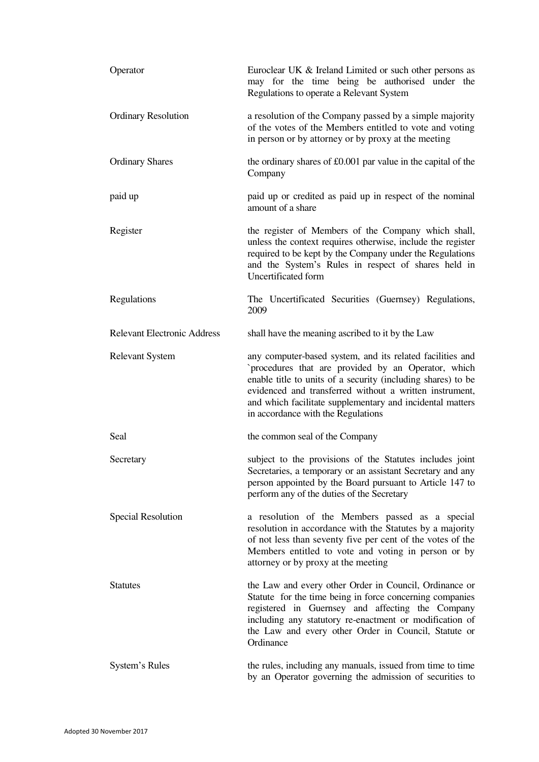| | |
|---|---|
| Operator | Euroclear UK & Ireland Limited or such other persons as may for the time being be authorised under the Regulations to operate a Relevant System |
| Ordinary Resolution | a resolution of the Company passed by a simple majority of the votes of the Members entitled to vote and voting in person or by attorney or by proxy at the meeting |
| Ordinary Shares | the ordinary shares of £0.001 par value in the capital of the Company |
| paid up | paid up or credited as paid up in respect of the nominal amount of a share |
| Register | the register of Members of the Company which shall, unless the context requires otherwise, include the register required to be kept by the Company under the Regulations and the System's Rules in respect of shares held in Uncertificated form |
| Regulations | The Uncertificated Securities (Guernsey) Regulations, 2009 |
| Relevant Electronic Address | shall have the meaning ascribed to it by the Law |
| Relevant System | any computer-based system, and its related facilities and `procedures that are provided by an Operator, which enable title to units of a security (including shares) to be evidenced and transferred without a written instrument, and which facilitate supplementary and incidental matters in accordance with the Regulations |
| Seal | the common seal of the Company |
| Secretary | subject to the provisions of the Statutes includes joint Secretaries, a temporary or an assistant Secretary and any person appointed by the Board pursuant to Article 147 to perform any of the duties of the Secretary |
| Special Resolution | a resolution of the Members passed as a special resolution in accordance with the Statutes by a majority of not less than seventy five per cent of the votes of the Members entitled to vote and voting in person or by attorney or by proxy at the meeting |
| Statutes | the Law and every other Order in Council, Ordinance or Statute for the time being in force concerning companies registered in Guernsey and affecting the Company including any statutory re-enactment or modification of the Law and every other Order in Council, Statute or Ordinance |
| System's Rules | the rules, including any manuals, issued from time to time by an Operator governing the admission of securities to |

Adopted 30 November 2017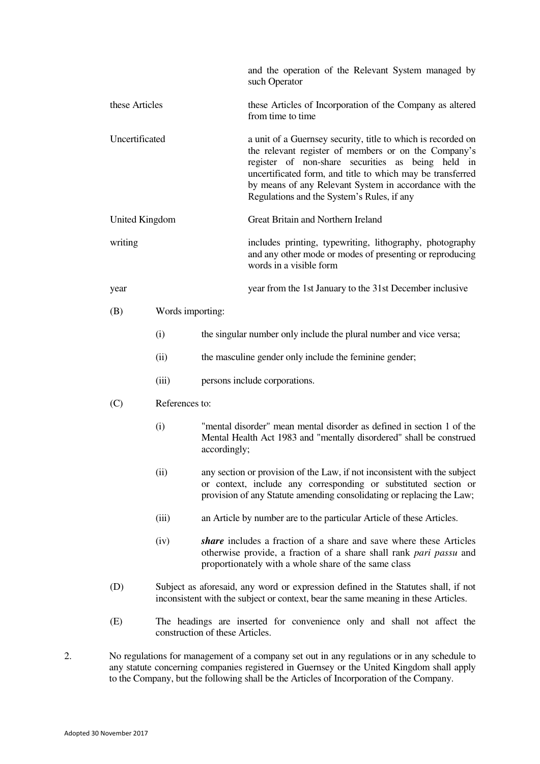| | |
|---|---|
| | and the operation of the Relevant System managed by such Operator |
| these Articles | these Articles of Incorporation of the Company as altered from time to time |
| Uncertificated | a unit of a Guernsey security, title to which is recorded on the relevant register of members or on the Company's register of non-share securities as being held in uncertificated form, and title to which may be transferred by means of any Relevant System in accordance with the Regulations and the System's Rules, if any |
| United Kingdom | Great Britain and Northern Ireland |
| writing | includes printing, typewriting, lithography, photography and any other mode or modes of presenting or reproducing words in a visible form |
| year | year from the 1st January to the 31st December inclusive |

(B) Words importing:

(i) the singular number only include the plural number and vice versa;

(ii) the masculine gender only include the feminine gender;

(iii) persons include corporations.

(C) References to:

(i) "mental disorder" mean mental disorder as defined in section 1 of the Mental Health Act 1983 and "mentally disordered" shall be construed accordingly;

(ii) any section or provision of the Law, if not inconsistent with the subject or context, include any corresponding or substituted section or provision of any Statute amending consolidating or replacing the Law;

(iii) an Article by number are to the particular Article of these Articles.

(iv) ***share*** includes a fraction of a share and save where these Articles otherwise provide, a fraction of a share shall rank *pari passu* and proportionately with a whole share of the same class

(D) Subject as aforesaid, any word or expression defined in the Statutes shall, if not inconsistent with the subject or context, bear the same meaning in these Articles.

(E) The headings are inserted for convenience only and shall not affect the construction of these Articles.

2. No regulations for management of a company set out in any regulations or in any schedule to any statute concerning companies registered in Guernsey or the United Kingdom shall apply to the Company, but the following shall be the Articles of Incorporation of the Company.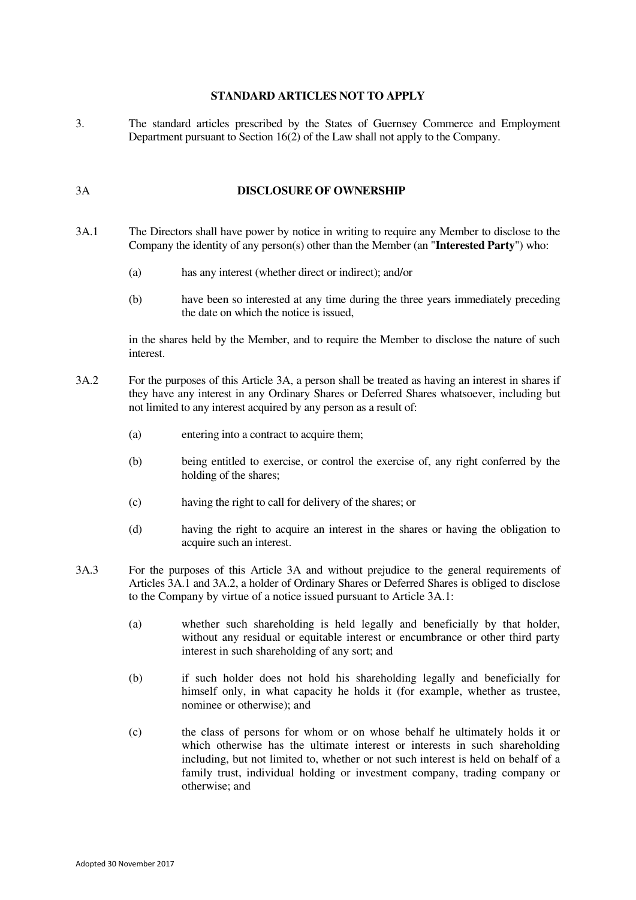## STANDARD ARTICLES NOT TO APPLY

3. The standard articles prescribed by the States of Guernsey Commerce and Employment Department pursuant to Section 16(2) of the Law shall not apply to the Company.

## 3A DISCLOSURE OF OWNERSHIP

3A.1 The Directors shall have power by notice in writing to require any Member to disclose to the Company the identity of any person(s) other than the Member (an "**Interested Party**") who:

(a) has any interest (whether direct or indirect); and/or

(b) have been so interested at any time during the three years immediately preceding the date on which the notice is issued,

in the shares held by the Member, and to require the Member to disclose the nature of such interest.

3A.2 For the purposes of this Article 3A, a person shall be treated as having an interest in shares if they have any interest in any Ordinary Shares or Deferred Shares whatsoever, including but not limited to any interest acquired by any person as a result of:

(a) entering into a contract to acquire them;

(b) being entitled to exercise, or control the exercise of, any right conferred by the holding of the shares;

(c) having the right to call for delivery of the shares; or

(d) having the right to acquire an interest in the shares or having the obligation to acquire such an interest.

3A.3 For the purposes of this Article 3A and without prejudice to the general requirements of Articles 3A.1 and 3A.2, a holder of Ordinary Shares or Deferred Shares is obliged to disclose to the Company by virtue of a notice issued pursuant to Article 3A.1:

(a) whether such shareholding is held legally and beneficially by that holder, without any residual or equitable interest or encumbrance or other third party interest in such shareholding of any sort; and

(b) if such holder does not hold his shareholding legally and beneficially for himself only, in what capacity he holds it (for example, whether as trustee, nominee or otherwise); and

(c) the class of persons for whom or on whose behalf he ultimately holds it or which otherwise has the ultimate interest or interests in such shareholding including, but not limited to, whether or not such interest is held on behalf of a family trust, individual holding or investment company, trading company or otherwise; and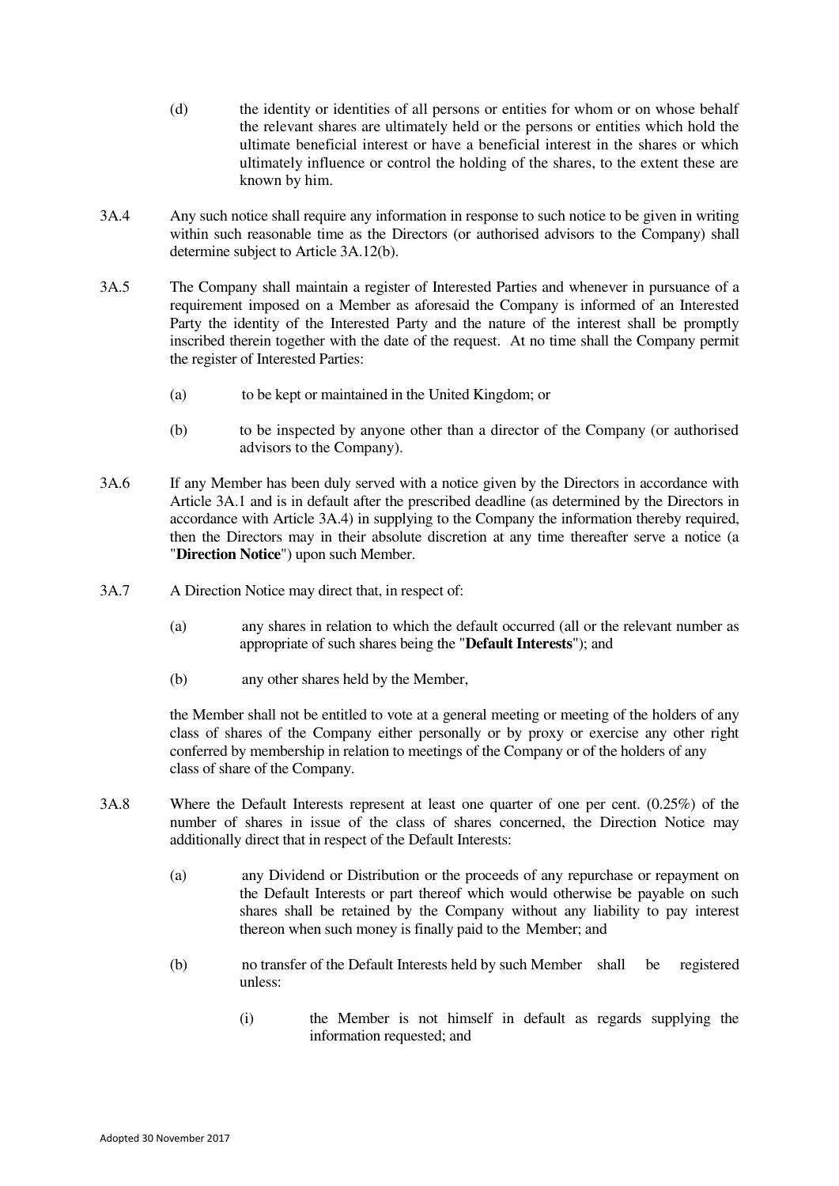(d) the identity or identities of all persons or entities for whom or on whose behalf the relevant shares are ultimately held or the persons or entities which hold the ultimate beneficial interest or have a beneficial interest in the shares or which ultimately influence or control the holding of the shares, to the extent these are known by him.

3A.4 Any such notice shall require any information in response to such notice to be given in writing within such reasonable time as the Directors (or authorised advisors to the Company) shall determine subject to Article 3A.12(b).

3A.5 The Company shall maintain a register of Interested Parties and whenever in pursuance of a requirement imposed on a Member as aforesaid the Company is informed of an Interested Party the identity of the Interested Party and the nature of the interest shall be promptly inscribed therein together with the date of the request. At no time shall the Company permit the register of Interested Parties:

(a) to be kept or maintained in the United Kingdom; or

(b) to be inspected by anyone other than a director of the Company (or authorised advisors to the Company).

3A.6 If any Member has been duly served with a notice given by the Directors in accordance with Article 3A.1 and is in default after the prescribed deadline (as determined by the Directors in accordance with Article 3A.4) in supplying to the Company the information thereby required, then the Directors may in their absolute discretion at any time thereafter serve a notice (a "**Direction Notice**") upon such Member.

3A.7 A Direction Notice may direct that, in respect of:

(a) any shares in relation to which the default occurred (all or the relevant number as appropriate of such shares being the "**Default Interests**"); and

(b) any other shares held by the Member,

the Member shall not be entitled to vote at a general meeting or meeting of the holders of any class of shares of the Company either personally or by proxy or exercise any other right conferred by membership in relation to meetings of the Company or of the holders of any class of share of the Company.

3A.8 Where the Default Interests represent at least one quarter of one per cent. (0.25%) of the number of shares in issue of the class of shares concerned, the Direction Notice may additionally direct that in respect of the Default Interests:

(a) any Dividend or Distribution or the proceeds of any repurchase or repayment on the Default Interests or part thereof which would otherwise be payable on such shares shall be retained by the Company without any liability to pay interest thereon when such money is finally paid to the Member; and

(b) no transfer of the Default Interests held by such Member shall be registered unless:

(i) the Member is not himself in default as regards supplying the information requested; and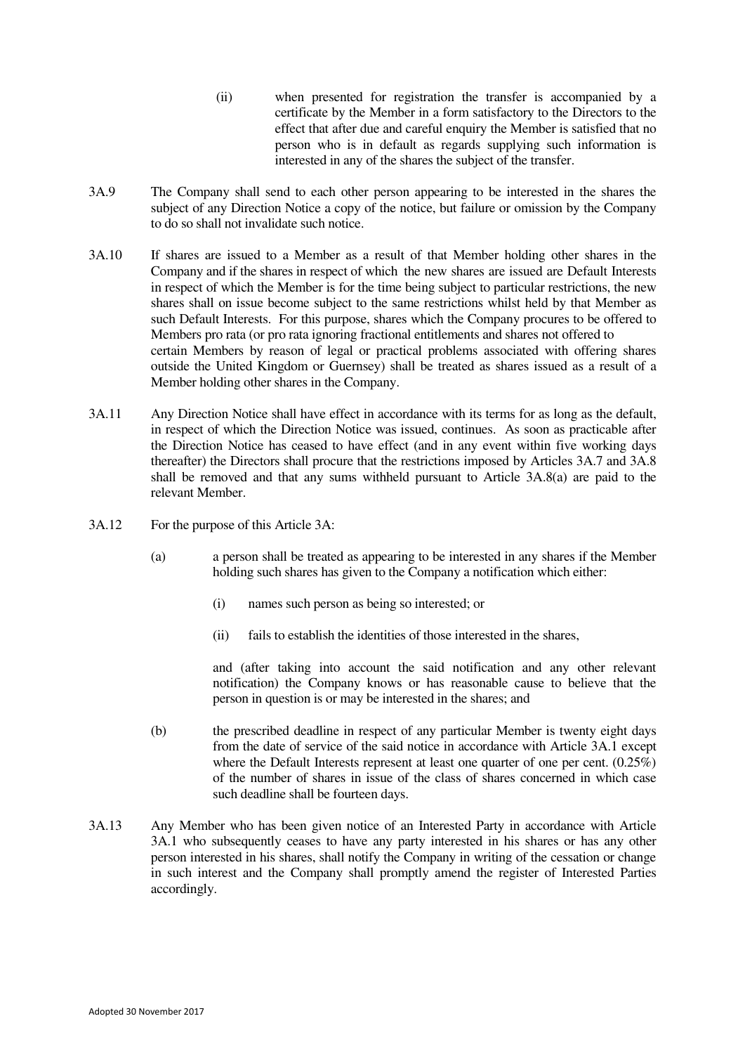(ii) when presented for registration the transfer is accompanied by a certificate by the Member in a form satisfactory to the Directors to the effect that after due and careful enquiry the Member is satisfied that no person who is in default as regards supplying such information is interested in any of the shares the subject of the transfer.

3A.9 The Company shall send to each other person appearing to be interested in the shares the subject of any Direction Notice a copy of the notice, but failure or omission by the Company to do so shall not invalidate such notice.

3A.10 If shares are issued to a Member as a result of that Member holding other shares in the Company and if the shares in respect of which the new shares are issued are Default Interests in respect of which the Member is for the time being subject to particular restrictions, the new shares shall on issue become subject to the same restrictions whilst held by that Member as such Default Interests. For this purpose, shares which the Company procures to be offered to Members pro rata (or pro rata ignoring fractional entitlements and shares not offered to certain Members by reason of legal or practical problems associated with offering shares outside the United Kingdom or Guernsey) shall be treated as shares issued as a result of a Member holding other shares in the Company.

3A.11 Any Direction Notice shall have effect in accordance with its terms for as long as the default, in respect of which the Direction Notice was issued, continues. As soon as practicable after the Direction Notice has ceased to have effect (and in any event within five working days thereafter) the Directors shall procure that the restrictions imposed by Articles 3A.7 and 3A.8 shall be removed and that any sums withheld pursuant to Article 3A.8(a) are paid to the relevant Member.

3A.12 For the purpose of this Article 3A:

(a) a person shall be treated as appearing to be interested in any shares if the Member holding such shares has given to the Company a notification which either:

(i) names such person as being so interested; or

(ii) fails to establish the identities of those interested in the shares,

and (after taking into account the said notification and any other relevant notification) the Company knows or has reasonable cause to believe that the person in question is or may be interested in the shares; and

(b) the prescribed deadline in respect of any particular Member is twenty eight days from the date of service of the said notice in accordance with Article 3A.1 except where the Default Interests represent at least one quarter of one per cent. (0.25%) of the number of shares in issue of the class of shares concerned in which case such deadline shall be fourteen days.

3A.13 Any Member who has been given notice of an Interested Party in accordance with Article 3A.1 who subsequently ceases to have any party interested in his shares or has any other person interested in his shares, shall notify the Company in writing of the cessation or change in such interest and the Company shall promptly amend the register of Interested Parties accordingly.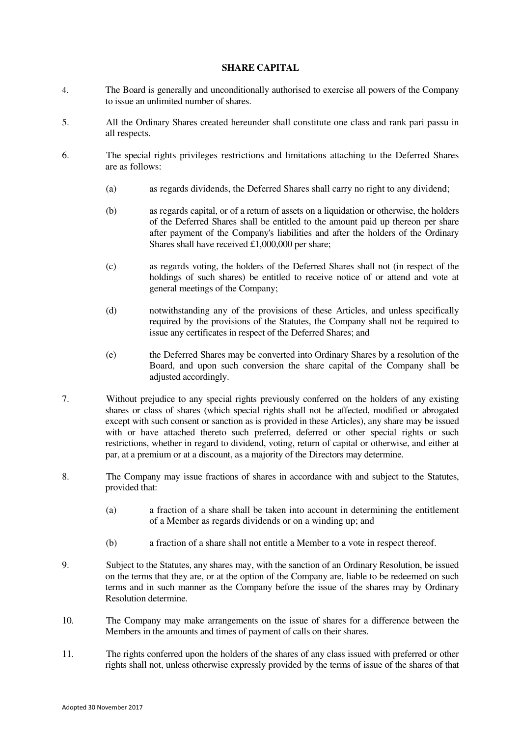## SHARE CAPITAL

4. The Board is generally and unconditionally authorised to exercise all powers of the Company to issue an unlimited number of shares.

5. All the Ordinary Shares created hereunder shall constitute one class and rank pari passu in all respects.

6. The special rights privileges restrictions and limitations attaching to the Deferred Shares are as follows:

   (a) as regards dividends, the Deferred Shares shall carry no right to any dividend;

   (b) as regards capital, or of a return of assets on a liquidation or otherwise, the holders of the Deferred Shares shall be entitled to the amount paid up thereon per share after payment of the Company's liabilities and after the holders of the Ordinary Shares shall have received £1,000,000 per share;

   (c) as regards voting, the holders of the Deferred Shares shall not (in respect of the holdings of such shares) be entitled to receive notice of or attend and vote at general meetings of the Company;

   (d) notwithstanding any of the provisions of these Articles, and unless specifically required by the provisions of the Statutes, the Company shall not be required to issue any certificates in respect of the Deferred Shares; and

   (e) the Deferred Shares may be converted into Ordinary Shares by a resolution of the Board, and upon such conversion the share capital of the Company shall be adjusted accordingly.

7. Without prejudice to any special rights previously conferred on the holders of any existing shares or class of shares (which special rights shall not be affected, modified or abrogated except with such consent or sanction as is provided in these Articles), any share may be issued with or have attached thereto such preferred, deferred or other special rights or such restrictions, whether in regard to dividend, voting, return of capital or otherwise, and either at par, at a premium or at a discount, as a majority of the Directors may determine.

8. The Company may issue fractions of shares in accordance with and subject to the Statutes, provided that:

   (a) a fraction of a share shall be taken into account in determining the entitlement of a Member as regards dividends or on a winding up; and

   (b) a fraction of a share shall not entitle a Member to a vote in respect thereof.

9. Subject to the Statutes, any shares may, with the sanction of an Ordinary Resolution, be issued on the terms that they are, or at the option of the Company are, liable to be redeemed on such terms and in such manner as the Company before the issue of the shares may by Ordinary Resolution determine.

10. The Company may make arrangements on the issue of shares for a difference between the Members in the amounts and times of payment of calls on their shares.

11. The rights conferred upon the holders of the shares of any class issued with preferred or other rights shall not, unless otherwise expressly provided by the terms of issue of the shares of that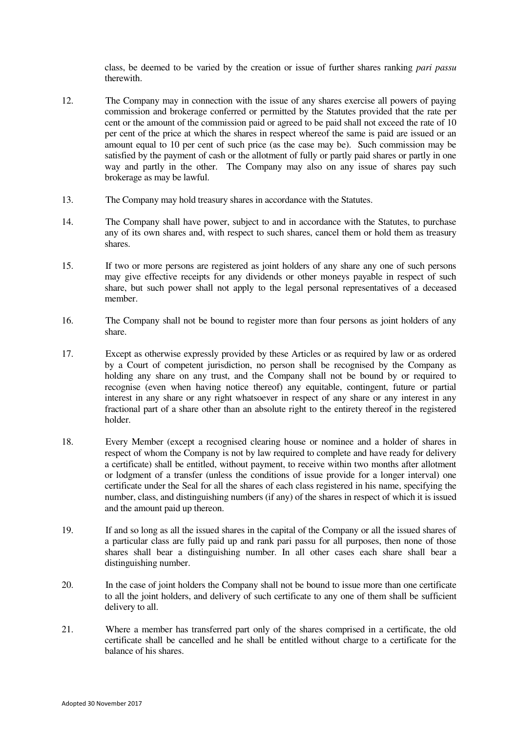class, be deemed to be varied by the creation or issue of further shares ranking *pari passu* therewith.

12. The Company may in connection with the issue of any shares exercise all powers of paying commission and brokerage conferred or permitted by the Statutes provided that the rate per cent or the amount of the commission paid or agreed to be paid shall not exceed the rate of 10 per cent of the price at which the shares in respect whereof the same is paid are issued or an amount equal to 10 per cent of such price (as the case may be). Such commission may be satisfied by the payment of cash or the allotment of fully or partly paid shares or partly in one way and partly in the other. The Company may also on any issue of shares pay such brokerage as may be lawful.

13. The Company may hold treasury shares in accordance with the Statutes.

14. The Company shall have power, subject to and in accordance with the Statutes, to purchase any of its own shares and, with respect to such shares, cancel them or hold them as treasury shares.

15. If two or more persons are registered as joint holders of any share any one of such persons may give effective receipts for any dividends or other moneys payable in respect of such share, but such power shall not apply to the legal personal representatives of a deceased member.

16. The Company shall not be bound to register more than four persons as joint holders of any share.

17. Except as otherwise expressly provided by these Articles or as required by law or as ordered by a Court of competent jurisdiction, no person shall be recognised by the Company as holding any share on any trust, and the Company shall not be bound by or required to recognise (even when having notice thereof) any equitable, contingent, future or partial interest in any share or any right whatsoever in respect of any share or any interest in any fractional part of a share other than an absolute right to the entirety thereof in the registered holder.

18. Every Member (except a recognised clearing house or nominee and a holder of shares in respect of whom the Company is not by law required to complete and have ready for delivery a certificate) shall be entitled, without payment, to receive within two months after allotment or lodgment of a transfer (unless the conditions of issue provide for a longer interval) one certificate under the Seal for all the shares of each class registered in his name, specifying the number, class, and distinguishing numbers (if any) of the shares in respect of which it is issued and the amount paid up thereon.

19. If and so long as all the issued shares in the capital of the Company or all the issued shares of a particular class are fully paid up and rank pari passu for all purposes, then none of those shares shall bear a distinguishing number. In all other cases each share shall bear a distinguishing number.

20. In the case of joint holders the Company shall not be bound to issue more than one certificate to all the joint holders, and delivery of such certificate to any one of them shall be sufficient delivery to all.

21. Where a member has transferred part only of the shares comprised in a certificate, the old certificate shall be cancelled and he shall be entitled without charge to a certificate for the balance of his shares.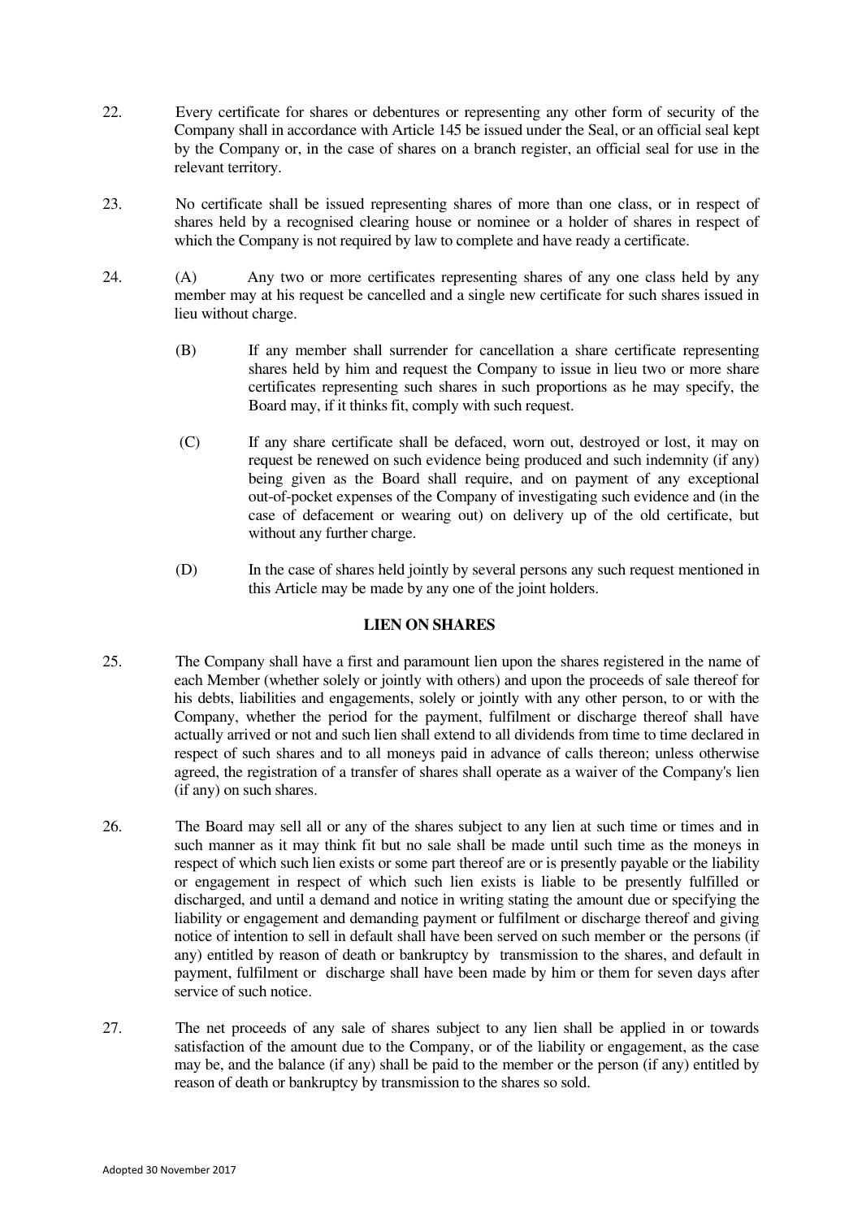22. Every certificate for shares or debentures or representing any other form of security of the Company shall in accordance with Article 145 be issued under the Seal, or an official seal kept by the Company or, in the case of shares on a branch register, an official seal for use in the relevant territory.

23. No certificate shall be issued representing shares of more than one class, or in respect of shares held by a recognised clearing house or nominee or a holder of shares in respect of which the Company is not required by law to complete and have ready a certificate.

24. (A) Any two or more certificates representing shares of any one class held by any member may at his request be cancelled and a single new certificate for such shares issued in lieu without charge.

(B) If any member shall surrender for cancellation a share certificate representing shares held by him and request the Company to issue in lieu two or more share certificates representing such shares in such proportions as he may specify, the Board may, if it thinks fit, comply with such request.

(C) If any share certificate shall be defaced, worn out, destroyed or lost, it may on request be renewed on such evidence being produced and such indemnity (if any) being given as the Board shall require, and on payment of any exceptional out-of-pocket expenses of the Company of investigating such evidence and (in the case of defacement or wearing out) on delivery up of the old certificate, but without any further charge.

(D) In the case of shares held jointly by several persons any such request mentioned in this Article may be made by any one of the joint holders.

## LIEN ON SHARES

25. The Company shall have a first and paramount lien upon the shares registered in the name of each Member (whether solely or jointly with others) and upon the proceeds of sale thereof for his debts, liabilities and engagements, solely or jointly with any other person, to or with the Company, whether the period for the payment, fulfilment or discharge thereof shall have actually arrived or not and such lien shall extend to all dividends from time to time declared in respect of such shares and to all moneys paid in advance of calls thereon; unless otherwise agreed, the registration of a transfer of shares shall operate as a waiver of the Company's lien (if any) on such shares.

26. The Board may sell all or any of the shares subject to any lien at such time or times and in such manner as it may think fit but no sale shall be made until such time as the moneys in respect of which such lien exists or some part thereof are or is presently payable or the liability or engagement in respect of which such lien exists is liable to be presently fulfilled or discharged, and until a demand and notice in writing stating the amount due or specifying the liability or engagement and demanding payment or fulfilment or discharge thereof and giving notice of intention to sell in default shall have been served on such member or the persons (if any) entitled by reason of death or bankruptcy by transmission to the shares, and default in payment, fulfilment or discharge shall have been made by him or them for seven days after service of such notice.

27. The net proceeds of any sale of shares subject to any lien shall be applied in or towards satisfaction of the amount due to the Company, or of the liability or engagement, as the case may be, and the balance (if any) shall be paid to the member or the person (if any) entitled by reason of death or bankruptcy by transmission to the shares so sold.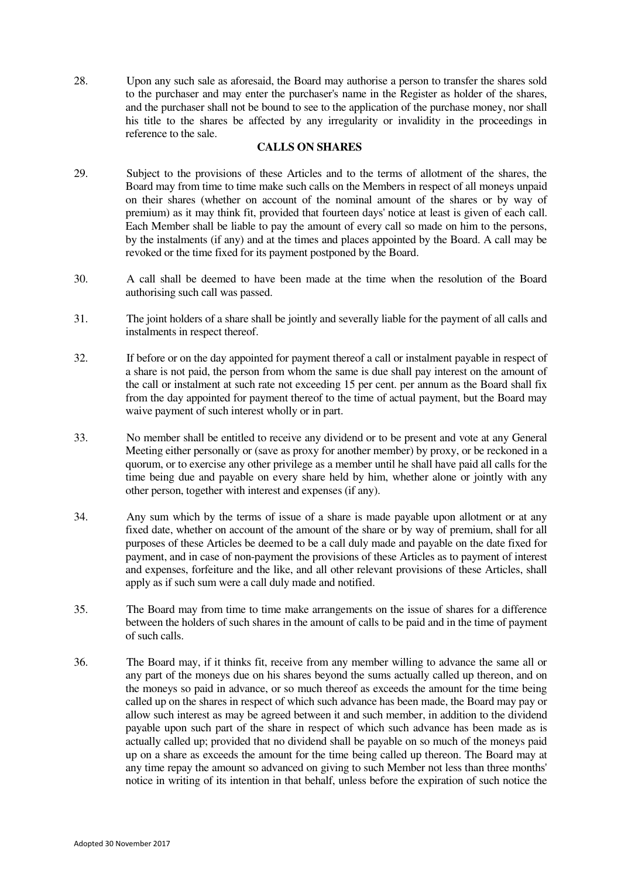28. Upon any such sale as aforesaid, the Board may authorise a person to transfer the shares sold to the purchaser and may enter the purchaser's name in the Register as holder of the shares, and the purchaser shall not be bound to see to the application of the purchase money, nor shall his title to the shares be affected by any irregularity or invalidity in the proceedings in reference to the sale.

## CALLS ON SHARES

29. Subject to the provisions of these Articles and to the terms of allotment of the shares, the Board may from time to time make such calls on the Members in respect of all moneys unpaid on their shares (whether on account of the nominal amount of the shares or by way of premium) as it may think fit, provided that fourteen days' notice at least is given of each call. Each Member shall be liable to pay the amount of every call so made on him to the persons, by the instalments (if any) and at the times and places appointed by the Board. A call may be revoked or the time fixed for its payment postponed by the Board.

30. A call shall be deemed to have been made at the time when the resolution of the Board authorising such call was passed.

31. The joint holders of a share shall be jointly and severally liable for the payment of all calls and instalments in respect thereof.

32. If before or on the day appointed for payment thereof a call or instalment payable in respect of a share is not paid, the person from whom the same is due shall pay interest on the amount of the call or instalment at such rate not exceeding 15 per cent. per annum as the Board shall fix from the day appointed for payment thereof to the time of actual payment, but the Board may waive payment of such interest wholly or in part.

33. No member shall be entitled to receive any dividend or to be present and vote at any General Meeting either personally or (save as proxy for another member) by proxy, or be reckoned in a quorum, or to exercise any other privilege as a member until he shall have paid all calls for the time being due and payable on every share held by him, whether alone or jointly with any other person, together with interest and expenses (if any).

34. Any sum which by the terms of issue of a share is made payable upon allotment or at any fixed date, whether on account of the amount of the share or by way of premium, shall for all purposes of these Articles be deemed to be a call duly made and payable on the date fixed for payment, and in case of non-payment the provisions of these Articles as to payment of interest and expenses, forfeiture and the like, and all other relevant provisions of these Articles, shall apply as if such sum were a call duly made and notified.

35. The Board may from time to time make arrangements on the issue of shares for a difference between the holders of such shares in the amount of calls to be paid and in the time of payment of such calls.

36. The Board may, if it thinks fit, receive from any member willing to advance the same all or any part of the moneys due on his shares beyond the sums actually called up thereon, and on the moneys so paid in advance, or so much thereof as exceeds the amount for the time being called up on the shares in respect of which such advance has been made, the Board may pay or allow such interest as may be agreed between it and such member, in addition to the dividend payable upon such part of the share in respect of which such advance has been made as is actually called up; provided that no dividend shall be payable on so much of the moneys paid up on a share as exceeds the amount for the time being called up thereon. The Board may at any time repay the amount so advanced on giving to such Member not less than three months' notice in writing of its intention in that behalf, unless before the expiration of such notice the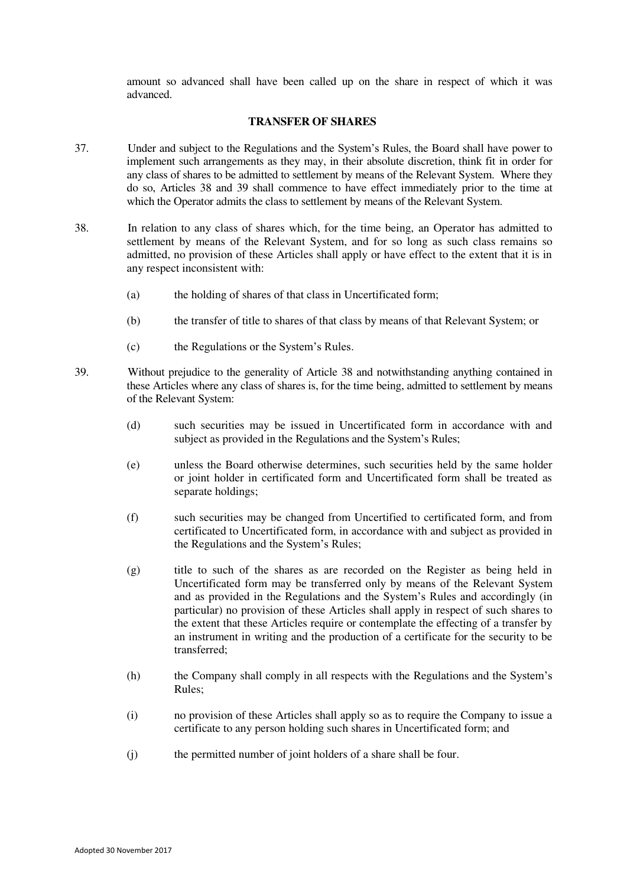amount so advanced shall have been called up on the share in respect of which it was advanced.

## TRANSFER OF SHARES

37. Under and subject to the Regulations and the System's Rules, the Board shall have power to implement such arrangements as they may, in their absolute discretion, think fit in order for any class of shares to be admitted to settlement by means of the Relevant System. Where they do so, Articles 38 and 39 shall commence to have effect immediately prior to the time at which the Operator admits the class to settlement by means of the Relevant System.

38. In relation to any class of shares which, for the time being, an Operator has admitted to settlement by means of the Relevant System, and for so long as such class remains so admitted, no provision of these Articles shall apply or have effect to the extent that it is in any respect inconsistent with:

    (a) the holding of shares of that class in Uncertificated form;

    (b) the transfer of title to shares of that class by means of that Relevant System; or

    (c) the Regulations or the System's Rules.

39. Without prejudice to the generality of Article 38 and notwithstanding anything contained in these Articles where any class of shares is, for the time being, admitted to settlement by means of the Relevant System:

    (d) such securities may be issued in Uncertificated form in accordance with and subject as provided in the Regulations and the System's Rules;

    (e) unless the Board otherwise determines, such securities held by the same holder or joint holder in certificated form and Uncertificated form shall be treated as separate holdings;

    (f) such securities may be changed from Uncertified to certificated form, and from certificated to Uncertificated form, in accordance with and subject as provided in the Regulations and the System's Rules;

    (g) title to such of the shares as are recorded on the Register as being held in Uncertificated form may be transferred only by means of the Relevant System and as provided in the Regulations and the System's Rules and accordingly (in particular) no provision of these Articles shall apply in respect of such shares to the extent that these Articles require or contemplate the effecting of a transfer by an instrument in writing and the production of a certificate for the security to be transferred;

    (h) the Company shall comply in all respects with the Regulations and the System's Rules;

    (i) no provision of these Articles shall apply so as to require the Company to issue a certificate to any person holding such shares in Uncertificated form; and

    (j) the permitted number of joint holders of a share shall be four.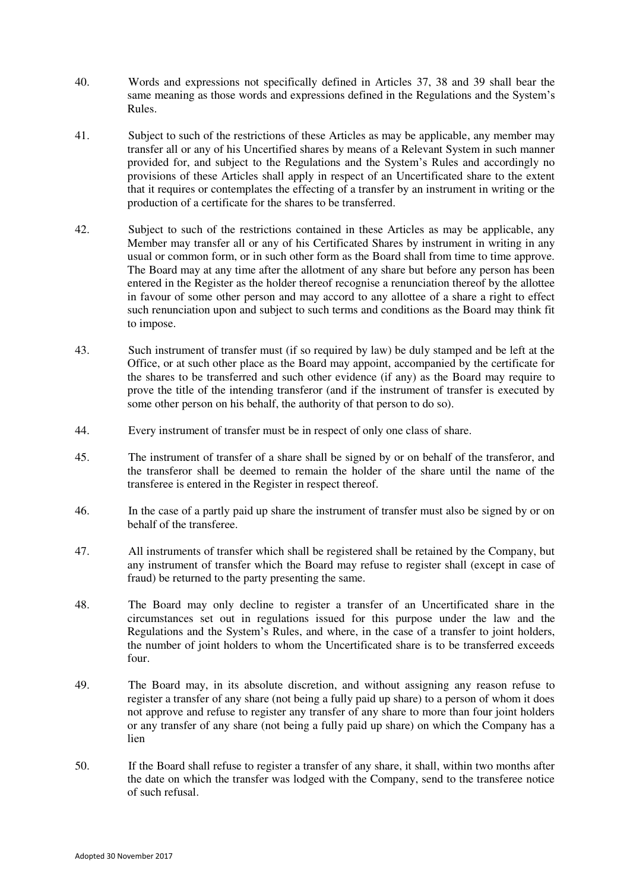40. Words and expressions not specifically defined in Articles 37, 38 and 39 shall bear the same meaning as those words and expressions defined in the Regulations and the System's Rules.

41. Subject to such of the restrictions of these Articles as may be applicable, any member may transfer all or any of his Uncertified shares by means of a Relevant System in such manner provided for, and subject to the Regulations and the System's Rules and accordingly no provisions of these Articles shall apply in respect of an Uncertificated share to the extent that it requires or contemplates the effecting of a transfer by an instrument in writing or the production of a certificate for the shares to be transferred.

42. Subject to such of the restrictions contained in these Articles as may be applicable, any Member may transfer all or any of his Certificated Shares by instrument in writing in any usual or common form, or in such other form as the Board shall from time to time approve. The Board may at any time after the allotment of any share but before any person has been entered in the Register as the holder thereof recognise a renunciation thereof by the allottee in favour of some other person and may accord to any allottee of a share a right to effect such renunciation upon and subject to such terms and conditions as the Board may think fit to impose.

43. Such instrument of transfer must (if so required by law) be duly stamped and be left at the Office, or at such other place as the Board may appoint, accompanied by the certificate for the shares to be transferred and such other evidence (if any) as the Board may require to prove the title of the intending transferor (and if the instrument of transfer is executed by some other person on his behalf, the authority of that person to do so).

44. Every instrument of transfer must be in respect of only one class of share.

45. The instrument of transfer of a share shall be signed by or on behalf of the transferor, and the transferor shall be deemed to remain the holder of the share until the name of the transferee is entered in the Register in respect thereof.

46. In the case of a partly paid up share the instrument of transfer must also be signed by or on behalf of the transferee.

47. All instruments of transfer which shall be registered shall be retained by the Company, but any instrument of transfer which the Board may refuse to register shall (except in case of fraud) be returned to the party presenting the same.

48. The Board may only decline to register a transfer of an Uncertificated share in the circumstances set out in regulations issued for this purpose under the law and the Regulations and the System's Rules, and where, in the case of a transfer to joint holders, the number of joint holders to whom the Uncertificated share is to be transferred exceeds four.

49. The Board may, in its absolute discretion, and without assigning any reason refuse to register a transfer of any share (not being a fully paid up share) to a person of whom it does not approve and refuse to register any transfer of any share to more than four joint holders or any transfer of any share (not being a fully paid up share) on which the Company has a lien

50. If the Board shall refuse to register a transfer of any share, it shall, within two months after the date on which the transfer was lodged with the Company, send to the transferee notice of such refusal.

Adopted 30 November 2017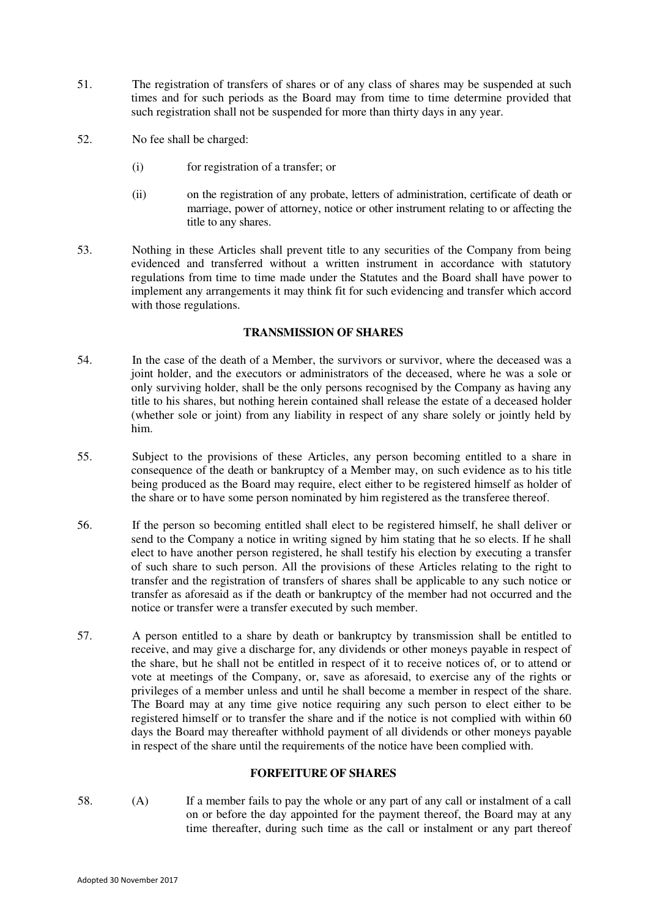51. The registration of transfers of shares or of any class of shares may be suspended at such times and for such periods as the Board may from time to time determine provided that such registration shall not be suspended for more than thirty days in any year.

52. No fee shall be charged:

    (i) for registration of a transfer; or

    (ii) on the registration of any probate, letters of administration, certificate of death or marriage, power of attorney, notice or other instrument relating to or affecting the title to any shares.

53. Nothing in these Articles shall prevent title to any securities of the Company from being evidenced and transferred without a written instrument in accordance with statutory regulations from time to time made under the Statutes and the Board shall have power to implement any arrangements it may think fit for such evidencing and transfer which accord with those regulations.

**TRANSMISSION OF SHARES**

54. In the case of the death of a Member, the survivors or survivor, where the deceased was a joint holder, and the executors or administrators of the deceased, where he was a sole or only surviving holder, shall be the only persons recognised by the Company as having any title to his shares, but nothing herein contained shall release the estate of a deceased holder (whether sole or joint) from any liability in respect of any share solely or jointly held by him.

55. Subject to the provisions of these Articles, any person becoming entitled to a share in consequence of the death or bankruptcy of a Member may, on such evidence as to his title being produced as the Board may require, elect either to be registered himself as holder of the share or to have some person nominated by him registered as the transferee thereof.

56. If the person so becoming entitled shall elect to be registered himself, he shall deliver or send to the Company a notice in writing signed by him stating that he so elects. If he shall elect to have another person registered, he shall testify his election by executing a transfer of such share to such person. All the provisions of these Articles relating to the right to transfer and the registration of transfers of shares shall be applicable to any such notice or transfer as aforesaid as if the death or bankruptcy of the member had not occurred and the notice or transfer were a transfer executed by such member.

57. A person entitled to a share by death or bankruptcy by transmission shall be entitled to receive, and may give a discharge for, any dividends or other moneys payable in respect of the share, but he shall not be entitled in respect of it to receive notices of, or to attend or vote at meetings of the Company, or, save as aforesaid, to exercise any of the rights or privileges of a member unless and until he shall become a member in respect of the share. The Board may at any time give notice requiring any such person to elect either to be registered himself or to transfer the share and if the notice is not complied with within 60 days the Board may thereafter withhold payment of all dividends or other moneys payable in respect of the share until the requirements of the notice have been complied with.

**FORFEITURE OF SHARES**

58. (A) If a member fails to pay the whole or any part of any call or instalment of a call on or before the day appointed for the payment thereof, the Board may at any time thereafter, during such time as the call or instalment or any part thereof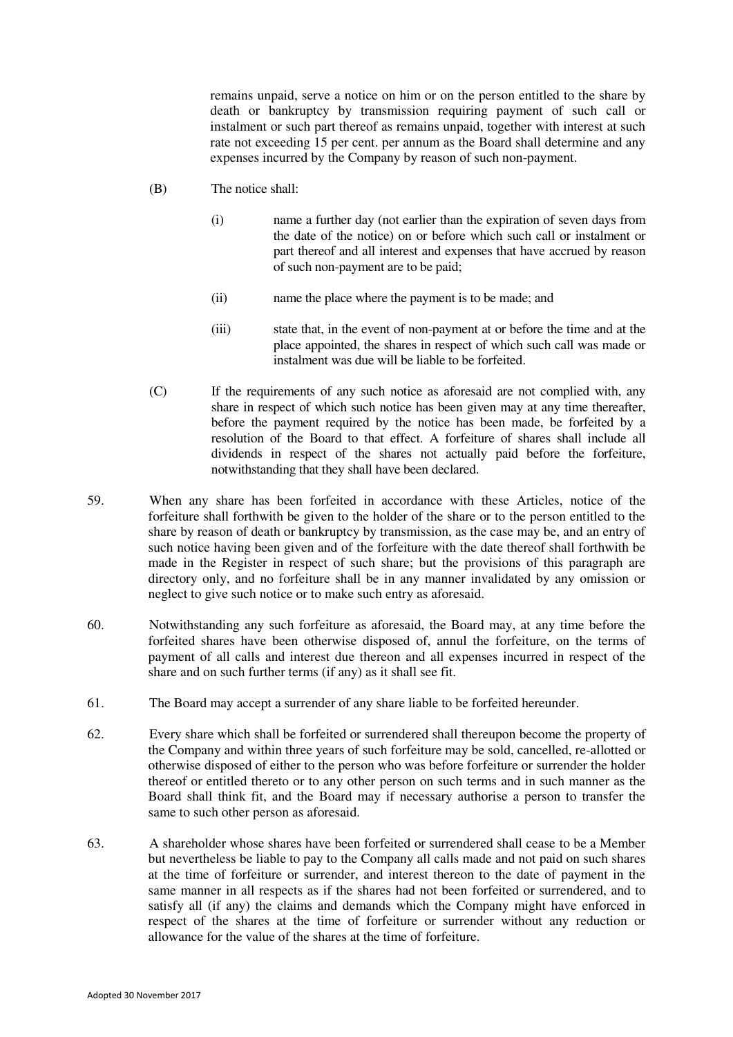remains unpaid, serve a notice on him or on the person entitled to the share by death or bankruptcy by transmission requiring payment of such call or instalment or such part thereof as remains unpaid, together with interest at such rate not exceeding 15 per cent. per annum as the Board shall determine and any expenses incurred by the Company by reason of such non-payment.

(B) The notice shall:

(i) name a further day (not earlier than the expiration of seven days from the date of the notice) on or before which such call or instalment or part thereof and all interest and expenses that have accrued by reason of such non-payment are to be paid;

(ii) name the place where the payment is to be made; and

(iii) state that, in the event of non-payment at or before the time and at the place appointed, the shares in respect of which such call was made or instalment was due will be liable to be forfeited.

(C) If the requirements of any such notice as aforesaid are not complied with, any share in respect of which such notice has been given may at any time thereafter, before the payment required by the notice has been made, be forfeited by a resolution of the Board to that effect. A forfeiture of shares shall include all dividends in respect of the shares not actually paid before the forfeiture, notwithstanding that they shall have been declared.

59. When any share has been forfeited in accordance with these Articles, notice of the forfeiture shall forthwith be given to the holder of the share or to the person entitled to the share by reason of death or bankruptcy by transmission, as the case may be, and an entry of such notice having been given and of the forfeiture with the date thereof shall forthwith be made in the Register in respect of such share; but the provisions of this paragraph are directory only, and no forfeiture shall be in any manner invalidated by any omission or neglect to give such notice or to make such entry as aforesaid.

60. Notwithstanding any such forfeiture as aforesaid, the Board may, at any time before the forfeited shares have been otherwise disposed of, annul the forfeiture, on the terms of payment of all calls and interest due thereon and all expenses incurred in respect of the share and on such further terms (if any) as it shall see fit.

61. The Board may accept a surrender of any share liable to be forfeited hereunder.

62. Every share which shall be forfeited or surrendered shall thereupon become the property of the Company and within three years of such forfeiture may be sold, cancelled, re-allotted or otherwise disposed of either to the person who was before forfeiture or surrender the holder thereof or entitled thereto or to any other person on such terms and in such manner as the Board shall think fit, and the Board may if necessary authorise a person to transfer the same to such other person as aforesaid.

63. A shareholder whose shares have been forfeited or surrendered shall cease to be a Member but nevertheless be liable to pay to the Company all calls made and not paid on such shares at the time of forfeiture or surrender, and interest thereon to the date of payment in the same manner in all respects as if the shares had not been forfeited or surrendered, and to satisfy all (if any) the claims and demands which the Company might have enforced in respect of the shares at the time of forfeiture or surrender without any reduction or allowance for the value of the shares at the time of forfeiture.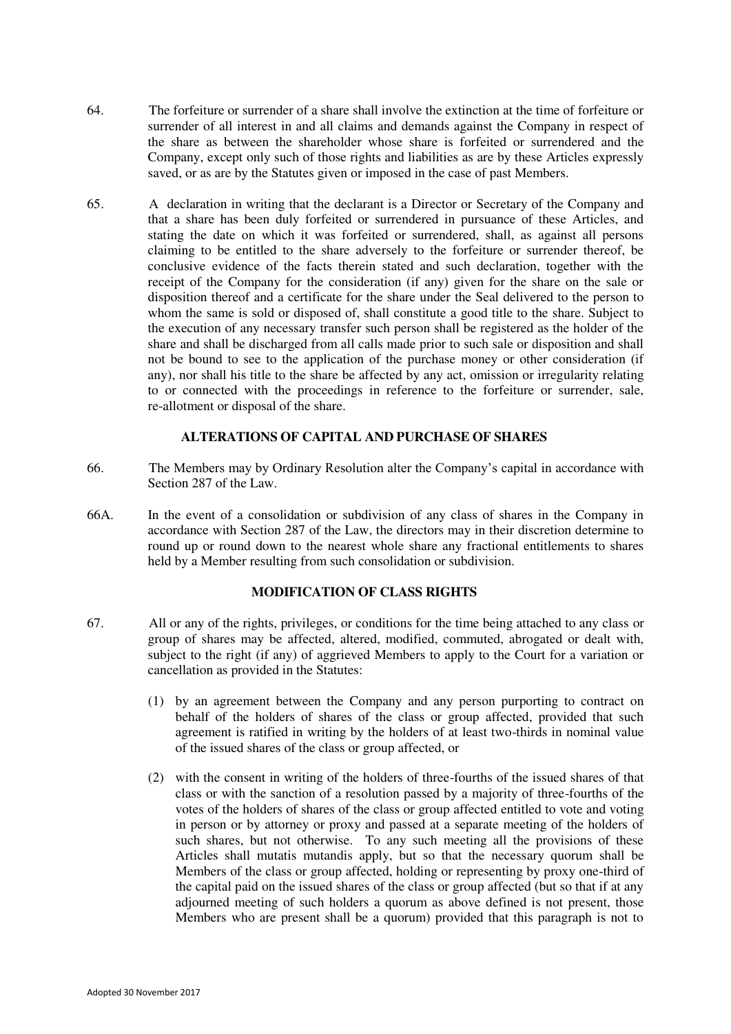64. The forfeiture or surrender of a share shall involve the extinction at the time of forfeiture or surrender of all interest in and all claims and demands against the Company in respect of the share as between the shareholder whose share is forfeited or surrendered and the Company, except only such of those rights and liabilities as are by these Articles expressly saved, or as are by the Statutes given or imposed in the case of past Members.

65. A declaration in writing that the declarant is a Director or Secretary of the Company and that a share has been duly forfeited or surrendered in pursuance of these Articles, and stating the date on which it was forfeited or surrendered, shall, as against all persons claiming to be entitled to the share adversely to the forfeiture or surrender thereof, be conclusive evidence of the facts therein stated and such declaration, together with the receipt of the Company for the consideration (if any) given for the share on the sale or disposition thereof and a certificate for the share under the Seal delivered to the person to whom the same is sold or disposed of, shall constitute a good title to the share. Subject to the execution of any necessary transfer such person shall be registered as the holder of the share and shall be discharged from all calls made prior to such sale or disposition and shall not be bound to see to the application of the purchase money or other consideration (if any), nor shall his title to the share be affected by any act, omission or irregularity relating to or connected with the proceedings in reference to the forfeiture or surrender, sale, re-allotment or disposal of the share.

## ALTERATIONS OF CAPITAL AND PURCHASE OF SHARES

66. The Members may by Ordinary Resolution alter the Company's capital in accordance with Section 287 of the Law.

66A. In the event of a consolidation or subdivision of any class of shares in the Company in accordance with Section 287 of the Law, the directors may in their discretion determine to round up or round down to the nearest whole share any fractional entitlements to shares held by a Member resulting from such consolidation or subdivision.

## MODIFICATION OF CLASS RIGHTS

67. All or any of the rights, privileges, or conditions for the time being attached to any class or group of shares may be affected, altered, modified, commuted, abrogated or dealt with, subject to the right (if any) of aggrieved Members to apply to the Court for a variation or cancellation as provided in the Statutes:

(1) by an agreement between the Company and any person purporting to contract on behalf of the holders of shares of the class or group affected, provided that such agreement is ratified in writing by the holders of at least two-thirds in nominal value of the issued shares of the class or group affected, or

(2) with the consent in writing of the holders of three-fourths of the issued shares of that class or with the sanction of a resolution passed by a majority of three-fourths of the votes of the holders of shares of the class or group affected entitled to vote and voting in person or by attorney or proxy and passed at a separate meeting of the holders of such shares, but not otherwise. To any such meeting all the provisions of these Articles shall mutatis mutandis apply, but so that the necessary quorum shall be Members of the class or group affected, holding or representing by proxy one-third of the capital paid on the issued shares of the class or group affected (but so that if at any adjourned meeting of such holders a quorum as above defined is not present, those Members who are present shall be a quorum) provided that this paragraph is not to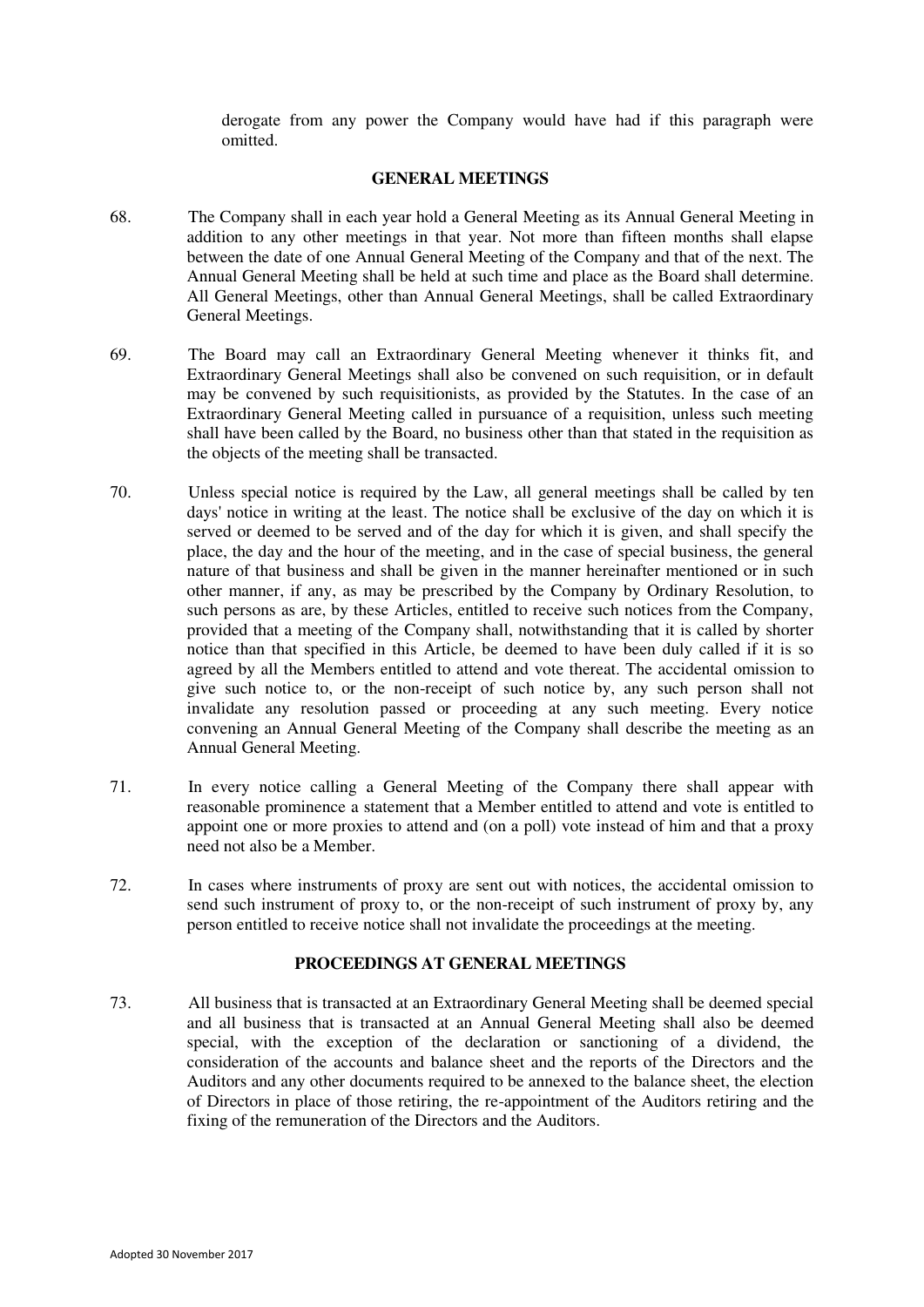derogate from any power the Company would have had if this paragraph were omitted.

## GENERAL MEETINGS

68. The Company shall in each year hold a General Meeting as its Annual General Meeting in addition to any other meetings in that year. Not more than fifteen months shall elapse between the date of one Annual General Meeting of the Company and that of the next. The Annual General Meeting shall be held at such time and place as the Board shall determine. All General Meetings, other than Annual General Meetings, shall be called Extraordinary General Meetings.

69. The Board may call an Extraordinary General Meeting whenever it thinks fit, and Extraordinary General Meetings shall also be convened on such requisition, or in default may be convened by such requisitionists, as provided by the Statutes. In the case of an Extraordinary General Meeting called in pursuance of a requisition, unless such meeting shall have been called by the Board, no business other than that stated in the requisition as the objects of the meeting shall be transacted.

70. Unless special notice is required by the Law, all general meetings shall be called by ten days' notice in writing at the least. The notice shall be exclusive of the day on which it is served or deemed to be served and of the day for which it is given, and shall specify the place, the day and the hour of the meeting, and in the case of special business, the general nature of that business and shall be given in the manner hereinafter mentioned or in such other manner, if any, as may be prescribed by the Company by Ordinary Resolution, to such persons as are, by these Articles, entitled to receive such notices from the Company, provided that a meeting of the Company shall, notwithstanding that it is called by shorter notice than that specified in this Article, be deemed to have been duly called if it is so agreed by all the Members entitled to attend and vote thereat. The accidental omission to give such notice to, or the non-receipt of such notice by, any such person shall not invalidate any resolution passed or proceeding at any such meeting. Every notice convening an Annual General Meeting of the Company shall describe the meeting as an Annual General Meeting.

71. In every notice calling a General Meeting of the Company there shall appear with reasonable prominence a statement that a Member entitled to attend and vote is entitled to appoint one or more proxies to attend and (on a poll) vote instead of him and that a proxy need not also be a Member.

72. In cases where instruments of proxy are sent out with notices, the accidental omission to send such instrument of proxy to, or the non-receipt of such instrument of proxy by, any person entitled to receive notice shall not invalidate the proceedings at the meeting.

## PROCEEDINGS AT GENERAL MEETINGS

73. All business that is transacted at an Extraordinary General Meeting shall be deemed special and all business that is transacted at an Annual General Meeting shall also be deemed special, with the exception of the declaration or sanctioning of a dividend, the consideration of the accounts and balance sheet and the reports of the Directors and the Auditors and any other documents required to be annexed to the balance sheet, the election of Directors in place of those retiring, the re-appointment of the Auditors retiring and the fixing of the remuneration of the Directors and the Auditors.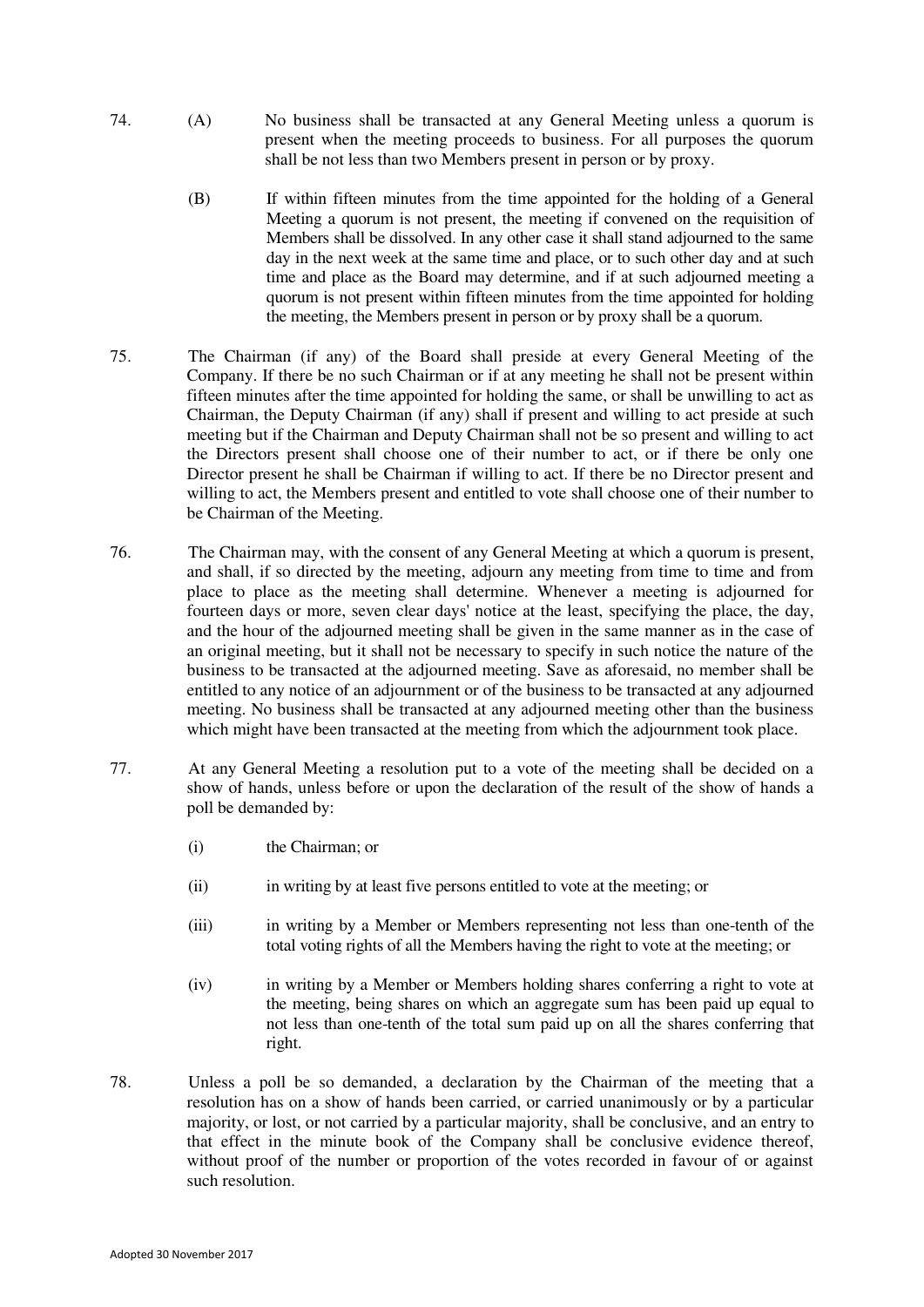74. (A) No business shall be transacted at any General Meeting unless a quorum is present when the meeting proceeds to business. For all purposes the quorum shall be not less than two Members present in person or by proxy.

    (B) If within fifteen minutes from the time appointed for the holding of a General Meeting a quorum is not present, the meeting if convened on the requisition of Members shall be dissolved. In any other case it shall stand adjourned to the same day in the next week at the same time and place, or to such other day and at such time and place as the Board may determine, and if at such adjourned meeting a quorum is not present within fifteen minutes from the time appointed for holding the meeting, the Members present in person or by proxy shall be a quorum.

75. The Chairman (if any) of the Board shall preside at every General Meeting of the Company. If there be no such Chairman or if at any meeting he shall not be present within fifteen minutes after the time appointed for holding the same, or shall be unwilling to act as Chairman, the Deputy Chairman (if any) shall if present and willing to act preside at such meeting but if the Chairman and Deputy Chairman shall not be so present and willing to act the Directors present shall choose one of their number to act, or if there be only one Director present he shall be Chairman if willing to act. If there be no Director present and willing to act, the Members present and entitled to vote shall choose one of their number to be Chairman of the Meeting.

76. The Chairman may, with the consent of any General Meeting at which a quorum is present, and shall, if so directed by the meeting, adjourn any meeting from time to time and from place to place as the meeting shall determine. Whenever a meeting is adjourned for fourteen days or more, seven clear days' notice at the least, specifying the place, the day, and the hour of the adjourned meeting shall be given in the same manner as in the case of an original meeting, but it shall not be necessary to specify in such notice the nature of the business to be transacted at the adjourned meeting. Save as aforesaid, no member shall be entitled to any notice of an adjournment or of the business to be transacted at any adjourned meeting. No business shall be transacted at any adjourned meeting other than the business which might have been transacted at the meeting from which the adjournment took place.

77. At any General Meeting a resolution put to a vote of the meeting shall be decided on a show of hands, unless before or upon the declaration of the result of the show of hands a poll be demanded by:

    (i) the Chairman; or

    (ii) in writing by at least five persons entitled to vote at the meeting; or

    (iii) in writing by a Member or Members representing not less than one-tenth of the total voting rights of all the Members having the right to vote at the meeting; or

    (iv) in writing by a Member or Members holding shares conferring a right to vote at the meeting, being shares on which an aggregate sum has been paid up equal to not less than one-tenth of the total sum paid up on all the shares conferring that right.

78. Unless a poll be so demanded, a declaration by the Chairman of the meeting that a resolution has on a show of hands been carried, or carried unanimously or by a particular majority, or lost, or not carried by a particular majority, shall be conclusive, and an entry to that effect in the minute book of the Company shall be conclusive evidence thereof, without proof of the number or proportion of the votes recorded in favour of or against such resolution.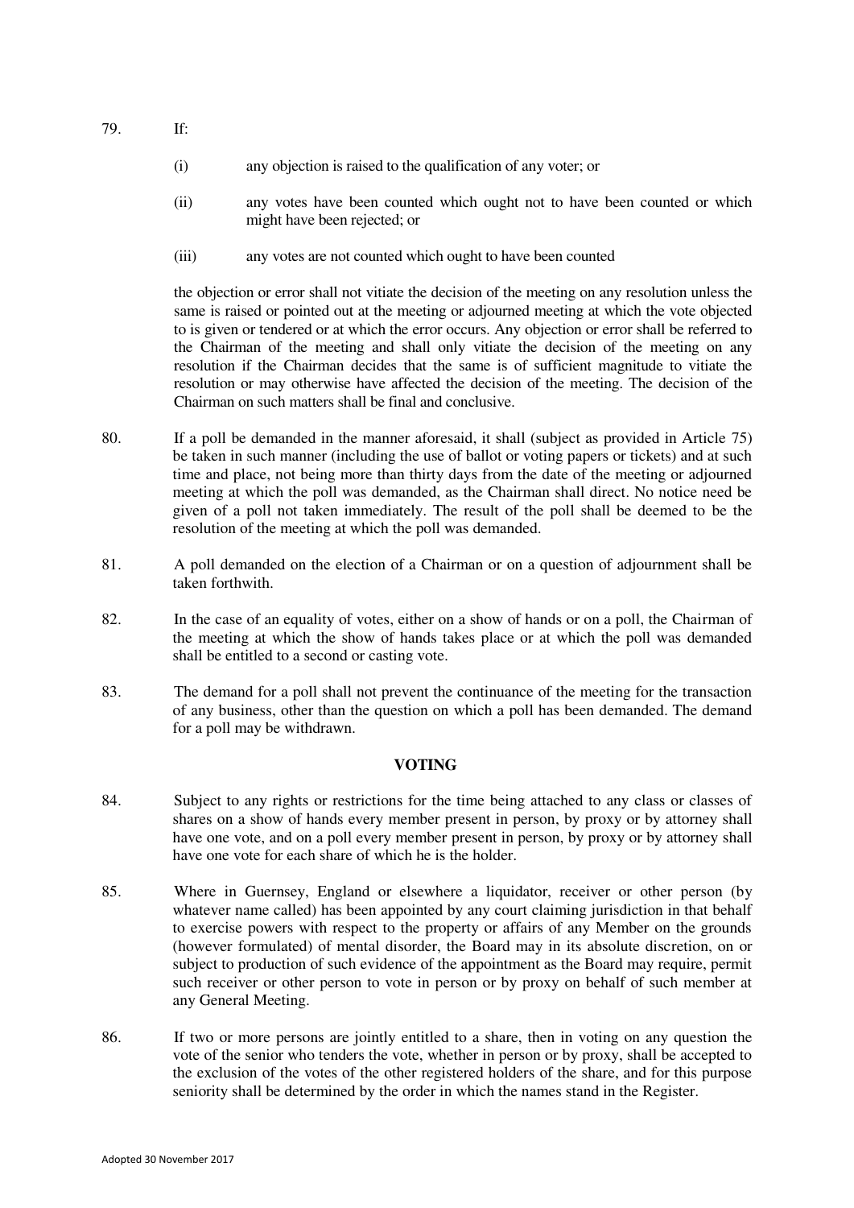79. If:

 (i) any objection is raised to the qualification of any voter; or

 (ii) any votes have been counted which ought not to have been counted or which might have been rejected; or

 (iii) any votes are not counted which ought to have been counted

 the objection or error shall not vitiate the decision of the meeting on any resolution unless the same is raised or pointed out at the meeting or adjourned meeting at which the vote objected to is given or tendered or at which the error occurs. Any objection or error shall be referred to the Chairman of the meeting and shall only vitiate the decision of the meeting on any resolution if the Chairman decides that the same is of sufficient magnitude to vitiate the resolution or may otherwise have affected the decision of the meeting. The decision of the Chairman on such matters shall be final and conclusive.

80. If a poll be demanded in the manner aforesaid, it shall (subject as provided in Article 75) be taken in such manner (including the use of ballot or voting papers or tickets) and at such time and place, not being more than thirty days from the date of the meeting or adjourned meeting at which the poll was demanded, as the Chairman shall direct. No notice need be given of a poll not taken immediately. The result of the poll shall be deemed to be the resolution of the meeting at which the poll was demanded.

81. A poll demanded on the election of a Chairman or on a question of adjournment shall be taken forthwith.

82. In the case of an equality of votes, either on a show of hands or on a poll, the Chairman of the meeting at which the show of hands takes place or at which the poll was demanded shall be entitled to a second or casting vote.

83. The demand for a poll shall not prevent the continuance of the meeting for the transaction of any business, other than the question on which a poll has been demanded. The demand for a poll may be withdrawn.

## VOTING

84. Subject to any rights or restrictions for the time being attached to any class or classes of shares on a show of hands every member present in person, by proxy or by attorney shall have one vote, and on a poll every member present in person, by proxy or by attorney shall have one vote for each share of which he is the holder.

85. Where in Guernsey, England or elsewhere a liquidator, receiver or other person (by whatever name called) has been appointed by any court claiming jurisdiction in that behalf to exercise powers with respect to the property or affairs of any Member on the grounds (however formulated) of mental disorder, the Board may in its absolute discretion, on or subject to production of such evidence of the appointment as the Board may require, permit such receiver or other person to vote in person or by proxy on behalf of such member at any General Meeting.

86. If two or more persons are jointly entitled to a share, then in voting on any question the vote of the senior who tenders the vote, whether in person or by proxy, shall be accepted to the exclusion of the votes of the other registered holders of the share, and for this purpose seniority shall be determined by the order in which the names stand in the Register.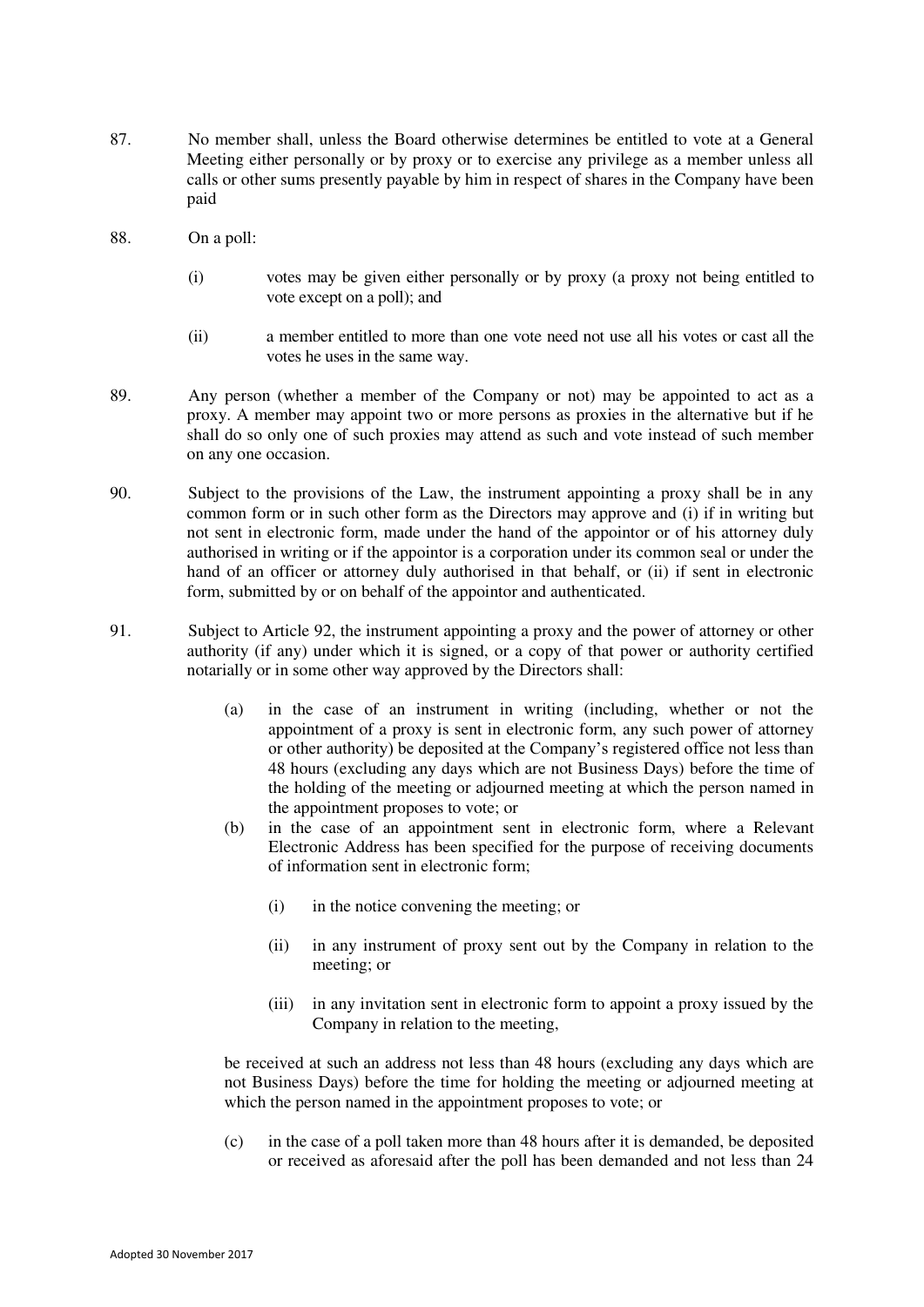87. No member shall, unless the Board otherwise determines be entitled to vote at a General Meeting either personally or by proxy or to exercise any privilege as a member unless all calls or other sums presently payable by him in respect of shares in the Company have been paid

88. On a poll:

    (i) votes may be given either personally or by proxy (a proxy not being entitled to vote except on a poll); and

    (ii) a member entitled to more than one vote need not use all his votes or cast all the votes he uses in the same way.

89. Any person (whether a member of the Company or not) may be appointed to act as a proxy. A member may appoint two or more persons as proxies in the alternative but if he shall do so only one of such proxies may attend as such and vote instead of such member on any one occasion.

90. Subject to the provisions of the Law, the instrument appointing a proxy shall be in any common form or in such other form as the Directors may approve and (i) if in writing but not sent in electronic form, made under the hand of the appointor or of his attorney duly authorised in writing or if the appointor is a corporation under its common seal or under the hand of an officer or attorney duly authorised in that behalf, or (ii) if sent in electronic form, submitted by or on behalf of the appointor and authenticated.

91. Subject to Article 92, the instrument appointing a proxy and the power of attorney or other authority (if any) under which it is signed, or a copy of that power or authority certified notarially or in some other way approved by the Directors shall:

    (a) in the case of an instrument in writing (including, whether or not the appointment of a proxy is sent in electronic form, any such power of attorney or other authority) be deposited at the Company's registered office not less than 48 hours (excluding any days which are not Business Days) before the time of the holding of the meeting or adjourned meeting at which the person named in the appointment proposes to vote; or

    (b) in the case of an appointment sent in electronic form, where a Relevant Electronic Address has been specified for the purpose of receiving documents of information sent in electronic form;

        (i) in the notice convening the meeting; or

        (ii) in any instrument of proxy sent out by the Company in relation to the meeting; or

        (iii) in any invitation sent in electronic form to appoint a proxy issued by the Company in relation to the meeting,

    be received at such an address not less than 48 hours (excluding any days which are not Business Days) before the time for holding the meeting or adjourned meeting at which the person named in the appointment proposes to vote; or

    (c) in the case of a poll taken more than 48 hours after it is demanded, be deposited or received as aforesaid after the poll has been demanded and not less than 24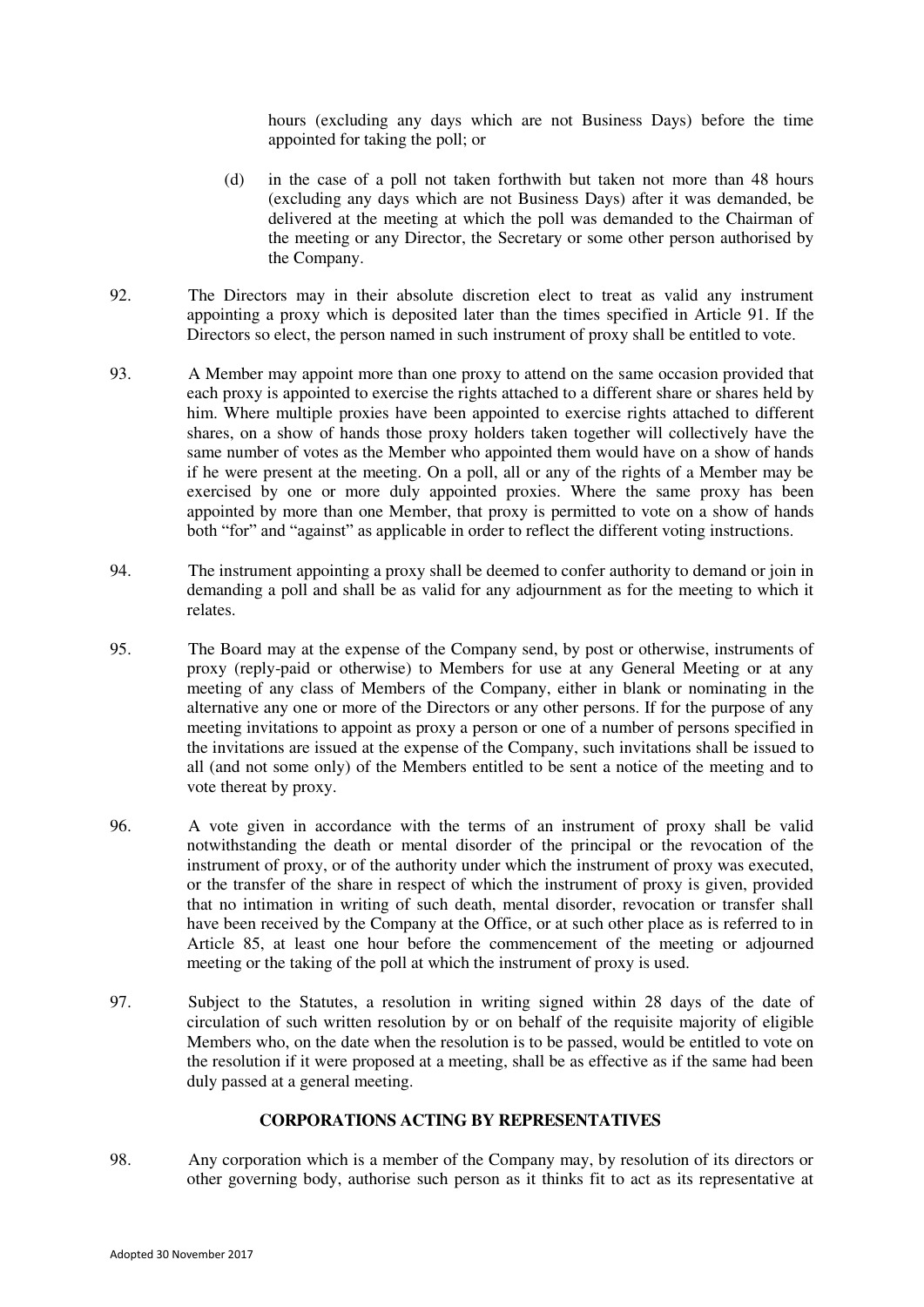hours (excluding any days which are not Business Days) before the time appointed for taking the poll; or

(d) in the case of a poll not taken forthwith but taken not more than 48 hours (excluding any days which are not Business Days) after it was demanded, be delivered at the meeting at which the poll was demanded to the Chairman of the meeting or any Director, the Secretary or some other person authorised by the Company.

92. The Directors may in their absolute discretion elect to treat as valid any instrument appointing a proxy which is deposited later than the times specified in Article 91. If the Directors so elect, the person named in such instrument of proxy shall be entitled to vote.

93. A Member may appoint more than one proxy to attend on the same occasion provided that each proxy is appointed to exercise the rights attached to a different share or shares held by him. Where multiple proxies have been appointed to exercise rights attached to different shares, on a show of hands those proxy holders taken together will collectively have the same number of votes as the Member who appointed them would have on a show of hands if he were present at the meeting. On a poll, all or any of the rights of a Member may be exercised by one or more duly appointed proxies. Where the same proxy has been appointed by more than one Member, that proxy is permitted to vote on a show of hands both "for" and "against" as applicable in order to reflect the different voting instructions.

94. The instrument appointing a proxy shall be deemed to confer authority to demand or join in demanding a poll and shall be as valid for any adjournment as for the meeting to which it relates.

95. The Board may at the expense of the Company send, by post or otherwise, instruments of proxy (reply-paid or otherwise) to Members for use at any General Meeting or at any meeting of any class of Members of the Company, either in blank or nominating in the alternative any one or more of the Directors or any other persons. If for the purpose of any meeting invitations to appoint as proxy a person or one of a number of persons specified in the invitations are issued at the expense of the Company, such invitations shall be issued to all (and not some only) of the Members entitled to be sent a notice of the meeting and to vote thereat by proxy.

96. A vote given in accordance with the terms of an instrument of proxy shall be valid notwithstanding the death or mental disorder of the principal or the revocation of the instrument of proxy, or of the authority under which the instrument of proxy was executed, or the transfer of the share in respect of which the instrument of proxy is given, provided that no intimation in writing of such death, mental disorder, revocation or transfer shall have been received by the Company at the Office, or at such other place as is referred to in Article 85, at least one hour before the commencement of the meeting or adjourned meeting or the taking of the poll at which the instrument of proxy is used.

97. Subject to the Statutes, a resolution in writing signed within 28 days of the date of circulation of such written resolution by or on behalf of the requisite majority of eligible Members who, on the date when the resolution is to be passed, would be entitled to vote on the resolution if it were proposed at a meeting, shall be as effective as if the same had been duly passed at a general meeting.

## CORPORATIONS ACTING BY REPRESENTATIVES

98. Any corporation which is a member of the Company may, by resolution of its directors or other governing body, authorise such person as it thinks fit to act as its representative at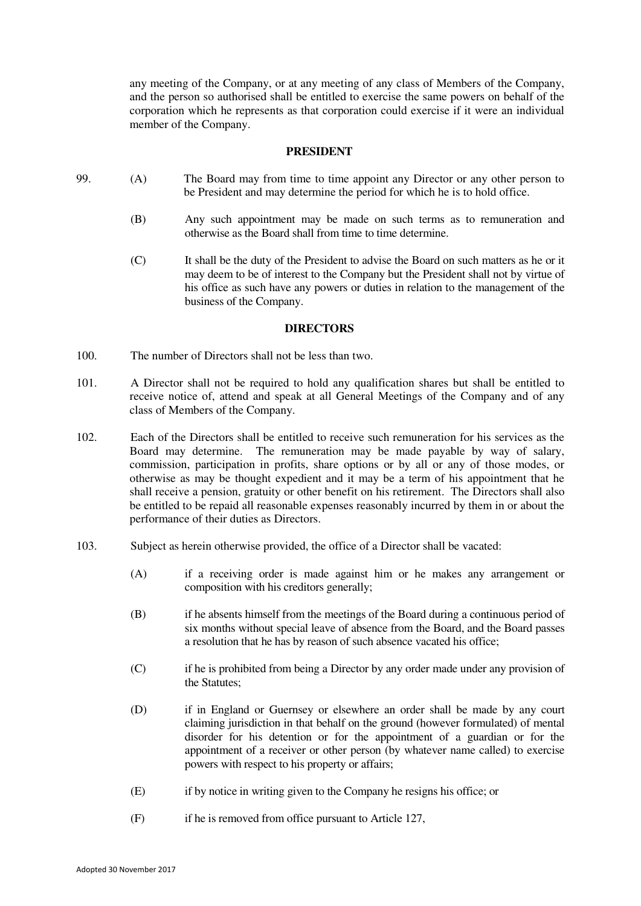any meeting of the Company, or at any meeting of any class of Members of the Company, and the person so authorised shall be entitled to exercise the same powers on behalf of the corporation which he represents as that corporation could exercise if it were an individual member of the Company.

## PRESIDENT

99. (A) The Board may from time to time appoint any Director or any other person to be President and may determine the period for which he is to hold office.

    (B) Any such appointment may be made on such terms as to remuneration and otherwise as the Board shall from time to time determine.

    (C) It shall be the duty of the President to advise the Board on such matters as he or it may deem to be of interest to the Company but the President shall not by virtue of his office as such have any powers or duties in relation to the management of the business of the Company.

## DIRECTORS

100. The number of Directors shall not be less than two.

101. A Director shall not be required to hold any qualification shares but shall be entitled to receive notice of, attend and speak at all General Meetings of the Company and of any class of Members of the Company.

102. Each of the Directors shall be entitled to receive such remuneration for his services as the Board may determine. The remuneration may be made payable by way of salary, commission, participation in profits, share options or by all or any of those modes, or otherwise as may be thought expedient and it may be a term of his appointment that he shall receive a pension, gratuity or other benefit on his retirement. The Directors shall also be entitled to be repaid all reasonable expenses reasonably incurred by them in or about the performance of their duties as Directors.

103. Subject as herein otherwise provided, the office of a Director shall be vacated:

    (A) if a receiving order is made against him or he makes any arrangement or composition with his creditors generally;

    (B) if he absents himself from the meetings of the Board during a continuous period of six months without special leave of absence from the Board, and the Board passes a resolution that he has by reason of such absence vacated his office;

    (C) if he is prohibited from being a Director by any order made under any provision of the Statutes;

    (D) if in England or Guernsey or elsewhere an order shall be made by any court claiming jurisdiction in that behalf on the ground (however formulated) of mental disorder for his detention or for the appointment of a guardian or for the appointment of a receiver or other person (by whatever name called) to exercise powers with respect to his property or affairs;

    (E) if by notice in writing given to the Company he resigns his office; or

    (F) if he is removed from office pursuant to Article 127,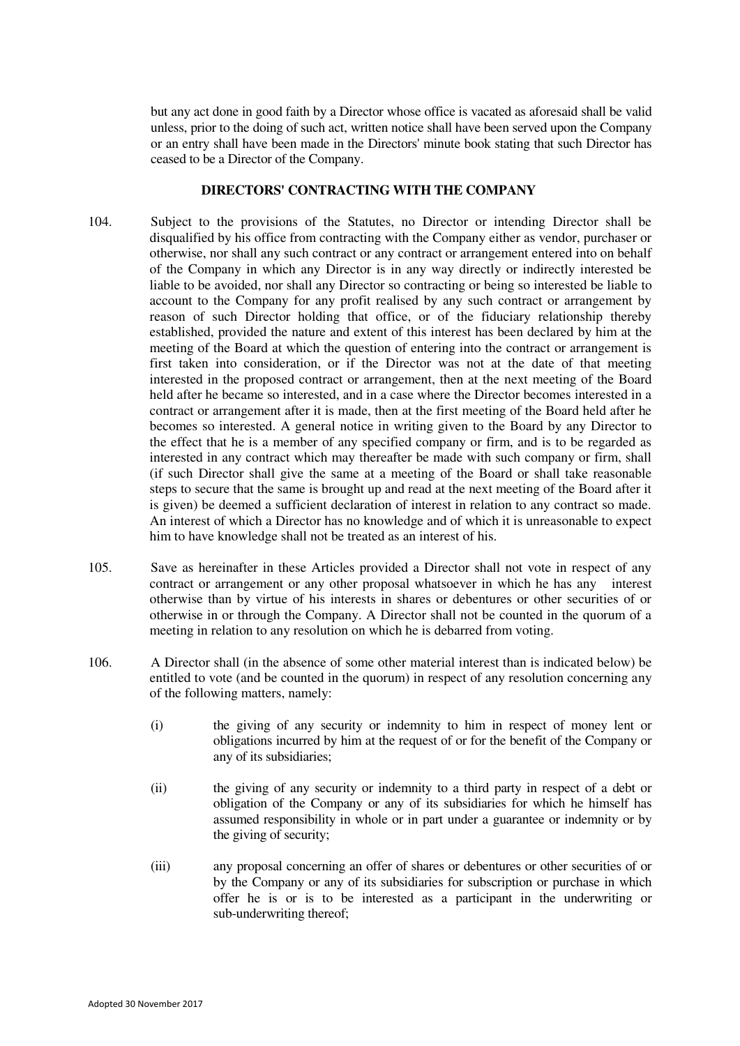but any act done in good faith by a Director whose office is vacated as aforesaid shall be valid unless, prior to the doing of such act, written notice shall have been served upon the Company or an entry shall have been made in the Directors' minute book stating that such Director has ceased to be a Director of the Company.

**DIRECTORS' CONTRACTING WITH THE COMPANY**

104. Subject to the provisions of the Statutes, no Director or intending Director shall be disqualified by his office from contracting with the Company either as vendor, purchaser or otherwise, nor shall any such contract or any contract or arrangement entered into on behalf of the Company in which any Director is in any way directly or indirectly interested be liable to be avoided, nor shall any Director so contracting or being so interested be liable to account to the Company for any profit realised by any such contract or arrangement by reason of such Director holding that office, or of the fiduciary relationship thereby established, provided the nature and extent of this interest has been declared by him at the meeting of the Board at which the question of entering into the contract or arrangement is first taken into consideration, or if the Director was not at the date of that meeting interested in the proposed contract or arrangement, then at the next meeting of the Board held after he became so interested, and in a case where the Director becomes interested in a contract or arrangement after it is made, then at the first meeting of the Board held after he becomes so interested. A general notice in writing given to the Board by any Director to the effect that he is a member of any specified company or firm, and is to be regarded as interested in any contract which may thereafter be made with such company or firm, shall (if such Director shall give the same at a meeting of the Board or shall take reasonable steps to secure that the same is brought up and read at the next meeting of the Board after it is given) be deemed a sufficient declaration of interest in relation to any contract so made. An interest of which a Director has no knowledge and of which it is unreasonable to expect him to have knowledge shall not be treated as an interest of his.

105. Save as hereinafter in these Articles provided a Director shall not vote in respect of any contract or arrangement or any other proposal whatsoever in which he has any interest otherwise than by virtue of his interests in shares or debentures or other securities of or otherwise in or through the Company. A Director shall not be counted in the quorum of a meeting in relation to any resolution on which he is debarred from voting.

106. A Director shall (in the absence of some other material interest than is indicated below) be entitled to vote (and be counted in the quorum) in respect of any resolution concerning any of the following matters, namely:

(i) the giving of any security or indemnity to him in respect of money lent or obligations incurred by him at the request of or for the benefit of the Company or any of its subsidiaries;

(ii) the giving of any security or indemnity to a third party in respect of a debt or obligation of the Company or any of its subsidiaries for which he himself has assumed responsibility in whole or in part under a guarantee or indemnity or by the giving of security;

(iii) any proposal concerning an offer of shares or debentures or other securities of or by the Company or any of its subsidiaries for subscription or purchase in which offer he is or is to be interested as a participant in the underwriting or sub-underwriting thereof;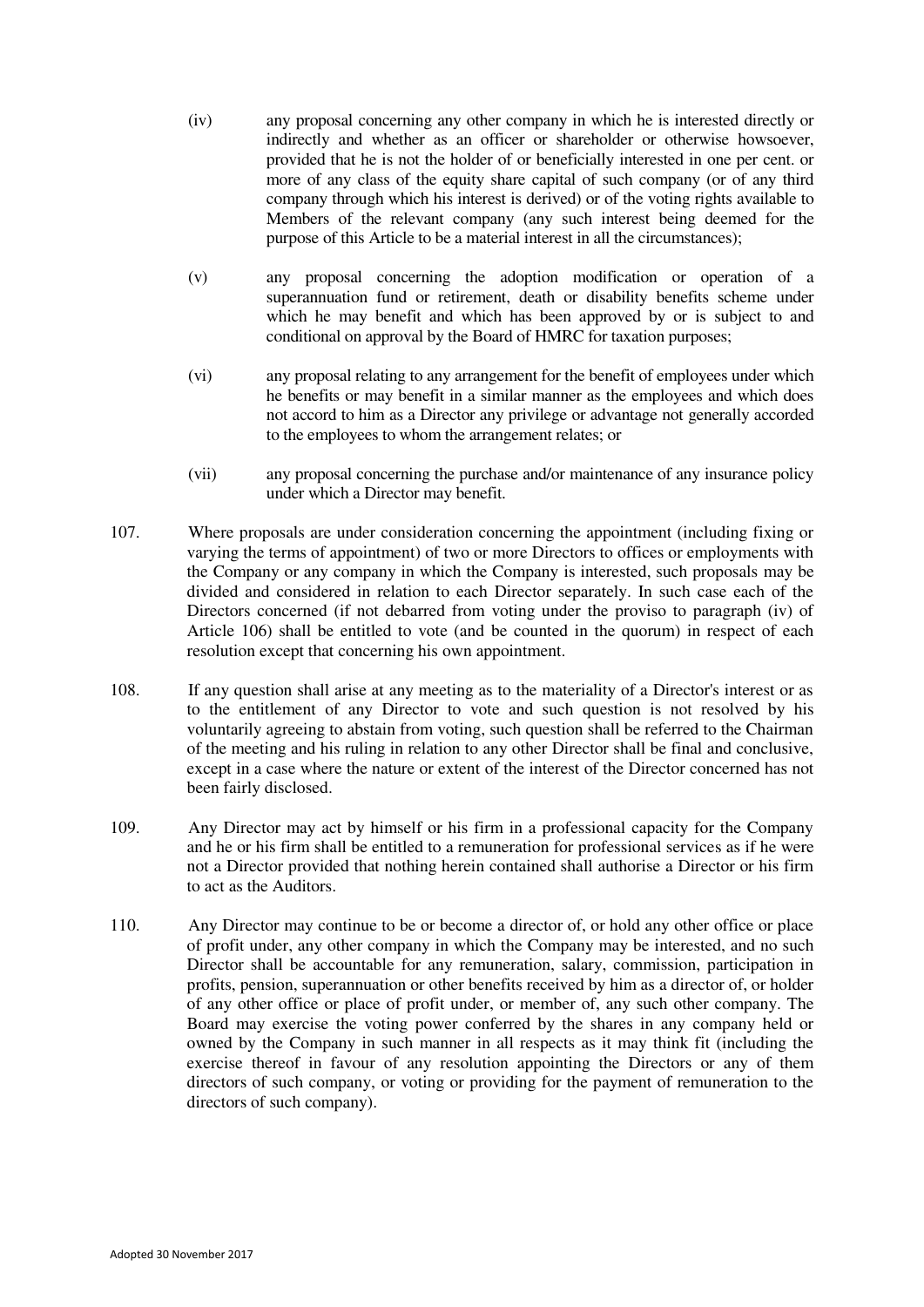(iv) any proposal concerning any other company in which he is interested directly or indirectly and whether as an officer or shareholder or otherwise howsoever, provided that he is not the holder of or beneficially interested in one per cent. or more of any class of the equity share capital of such company (or of any third company through which his interest is derived) or of the voting rights available to Members of the relevant company (any such interest being deemed for the purpose of this Article to be a material interest in all the circumstances);

(v) any proposal concerning the adoption modification or operation of a superannuation fund or retirement, death or disability benefits scheme under which he may benefit and which has been approved by or is subject to and conditional on approval by the Board of HMRC for taxation purposes;

(vi) any proposal relating to any arrangement for the benefit of employees under which he benefits or may benefit in a similar manner as the employees and which does not accord to him as a Director any privilege or advantage not generally accorded to the employees to whom the arrangement relates; or

(vii) any proposal concerning the purchase and/or maintenance of any insurance policy under which a Director may benefit.

107. Where proposals are under consideration concerning the appointment (including fixing or varying the terms of appointment) of two or more Directors to offices or employments with the Company or any company in which the Company is interested, such proposals may be divided and considered in relation to each Director separately. In such case each of the Directors concerned (if not debarred from voting under the proviso to paragraph (iv) of Article 106) shall be entitled to vote (and be counted in the quorum) in respect of each resolution except that concerning his own appointment.

108. If any question shall arise at any meeting as to the materiality of a Director's interest or as to the entitlement of any Director to vote and such question is not resolved by his voluntarily agreeing to abstain from voting, such question shall be referred to the Chairman of the meeting and his ruling in relation to any other Director shall be final and conclusive, except in a case where the nature or extent of the interest of the Director concerned has not been fairly disclosed.

109. Any Director may act by himself or his firm in a professional capacity for the Company and he or his firm shall be entitled to a remuneration for professional services as if he were not a Director provided that nothing herein contained shall authorise a Director or his firm to act as the Auditors.

110. Any Director may continue to be or become a director of, or hold any other office or place of profit under, any other company in which the Company may be interested, and no such Director shall be accountable for any remuneration, salary, commission, participation in profits, pension, superannuation or other benefits received by him as a director of, or holder of any other office or place of profit under, or member of, any such other company. The Board may exercise the voting power conferred by the shares in any company held or owned by the Company in such manner in all respects as it may think fit (including the exercise thereof in favour of any resolution appointing the Directors or any of them directors of such company, or voting or providing for the payment of remuneration to the directors of such company).

Adopted 30 November 2017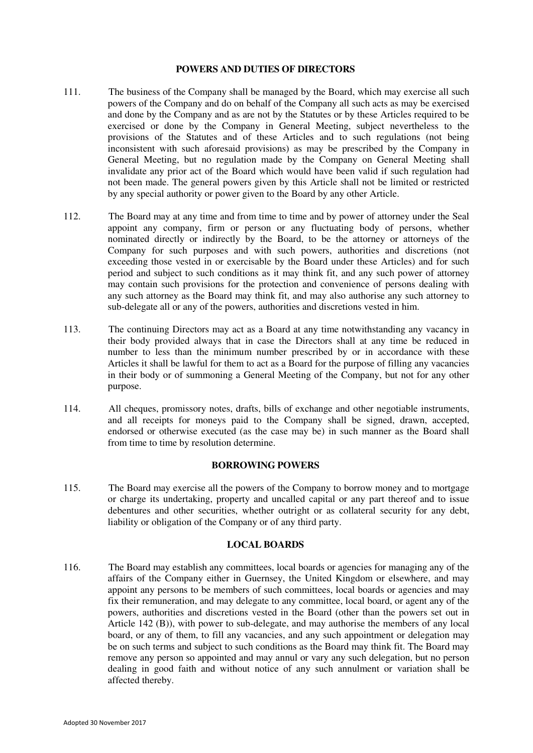## POWERS AND DUTIES OF DIRECTORS

111. The business of the Company shall be managed by the Board, which may exercise all such powers of the Company and do on behalf of the Company all such acts as may be exercised and done by the Company and as are not by the Statutes or by these Articles required to be exercised or done by the Company in General Meeting, subject nevertheless to the provisions of the Statutes and of these Articles and to such regulations (not being inconsistent with such aforesaid provisions) as may be prescribed by the Company in General Meeting, but no regulation made by the Company on General Meeting shall invalidate any prior act of the Board which would have been valid if such regulation had not been made. The general powers given by this Article shall not be limited or restricted by any special authority or power given to the Board by any other Article.

112. The Board may at any time and from time to time and by power of attorney under the Seal appoint any company, firm or person or any fluctuating body of persons, whether nominated directly or indirectly by the Board, to be the attorney or attorneys of the Company for such purposes and with such powers, authorities and discretions (not exceeding those vested in or exercisable by the Board under these Articles) and for such period and subject to such conditions as it may think fit, and any such power of attorney may contain such provisions for the protection and convenience of persons dealing with any such attorney as the Board may think fit, and may also authorise any such attorney to sub-delegate all or any of the powers, authorities and discretions vested in him.

113. The continuing Directors may act as a Board at any time notwithstanding any vacancy in their body provided always that in case the Directors shall at any time be reduced in number to less than the minimum number prescribed by or in accordance with these Articles it shall be lawful for them to act as a Board for the purpose of filling any vacancies in their body or of summoning a General Meeting of the Company, but not for any other purpose.

114. All cheques, promissory notes, drafts, bills of exchange and other negotiable instruments, and all receipts for moneys paid to the Company shall be signed, drawn, accepted, endorsed or otherwise executed (as the case may be) in such manner as the Board shall from time to time by resolution determine.

## BORROWING POWERS

115. The Board may exercise all the powers of the Company to borrow money and to mortgage or charge its undertaking, property and uncalled capital or any part thereof and to issue debentures and other securities, whether outright or as collateral security for any debt, liability or obligation of the Company or of any third party.

## LOCAL BOARDS

116. The Board may establish any committees, local boards or agencies for managing any of the affairs of the Company either in Guernsey, the United Kingdom or elsewhere, and may appoint any persons to be members of such committees, local boards or agencies and may fix their remuneration, and may delegate to any committee, local board, or agent any of the powers, authorities and discretions vested in the Board (other than the powers set out in Article 142 (B)), with power to sub-delegate, and may authorise the members of any local board, or any of them, to fill any vacancies, and any such appointment or delegation may be on such terms and subject to such conditions as the Board may think fit. The Board may remove any person so appointed and may annul or vary any such delegation, but no person dealing in good faith and without notice of any such annulment or variation shall be affected thereby.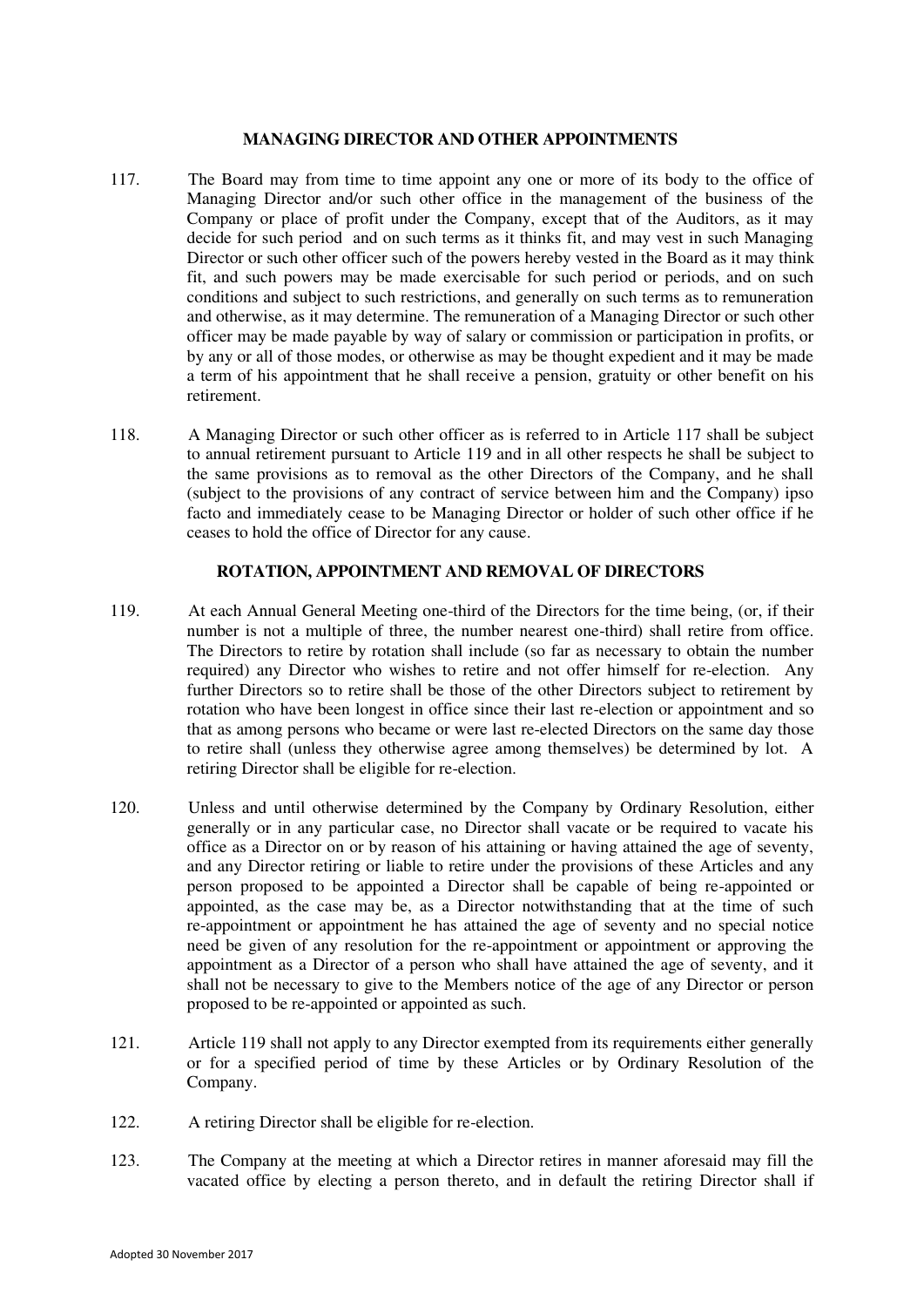## MANAGING DIRECTOR AND OTHER APPOINTMENTS

117. The Board may from time to time appoint any one or more of its body to the office of Managing Director and/or such other office in the management of the business of the Company or place of profit under the Company, except that of the Auditors, as it may decide for such period and on such terms as it thinks fit, and may vest in such Managing Director or such other officer such of the powers hereby vested in the Board as it may think fit, and such powers may be made exercisable for such period or periods, and on such conditions and subject to such restrictions, and generally on such terms as to remuneration and otherwise, as it may determine. The remuneration of a Managing Director or such other officer may be made payable by way of salary or commission or participation in profits, or by any or all of those modes, or otherwise as may be thought expedient and it may be made a term of his appointment that he shall receive a pension, gratuity or other benefit on his retirement.

118. A Managing Director or such other officer as is referred to in Article 117 shall be subject to annual retirement pursuant to Article 119 and in all other respects he shall be subject to the same provisions as to removal as the other Directors of the Company, and he shall (subject to the provisions of any contract of service between him and the Company) ipso facto and immediately cease to be Managing Director or holder of such other office if he ceases to hold the office of Director for any cause.

## ROTATION, APPOINTMENT AND REMOVAL OF DIRECTORS

119. At each Annual General Meeting one-third of the Directors for the time being, (or, if their number is not a multiple of three, the number nearest one-third) shall retire from office. The Directors to retire by rotation shall include (so far as necessary to obtain the number required) any Director who wishes to retire and not offer himself for re-election. Any further Directors so to retire shall be those of the other Directors subject to retirement by rotation who have been longest in office since their last re-election or appointment and so that as among persons who became or were last re-elected Directors on the same day those to retire shall (unless they otherwise agree among themselves) be determined by lot. A retiring Director shall be eligible for re-election.

120. Unless and until otherwise determined by the Company by Ordinary Resolution, either generally or in any particular case, no Director shall vacate or be required to vacate his office as a Director on or by reason of his attaining or having attained the age of seventy, and any Director retiring or liable to retire under the provisions of these Articles and any person proposed to be appointed a Director shall be capable of being re-appointed or appointed, as the case may be, as a Director notwithstanding that at the time of such re-appointment or appointment he has attained the age of seventy and no special notice need be given of any resolution for the re-appointment or appointment or approving the appointment as a Director of a person who shall have attained the age of seventy, and it shall not be necessary to give to the Members notice of the age of any Director or person proposed to be re-appointed or appointed as such.

121. Article 119 shall not apply to any Director exempted from its requirements either generally or for a specified period of time by these Articles or by Ordinary Resolution of the Company.

122. A retiring Director shall be eligible for re-election.

123. The Company at the meeting at which a Director retires in manner aforesaid may fill the vacated office by electing a person thereto, and in default the retiring Director shall if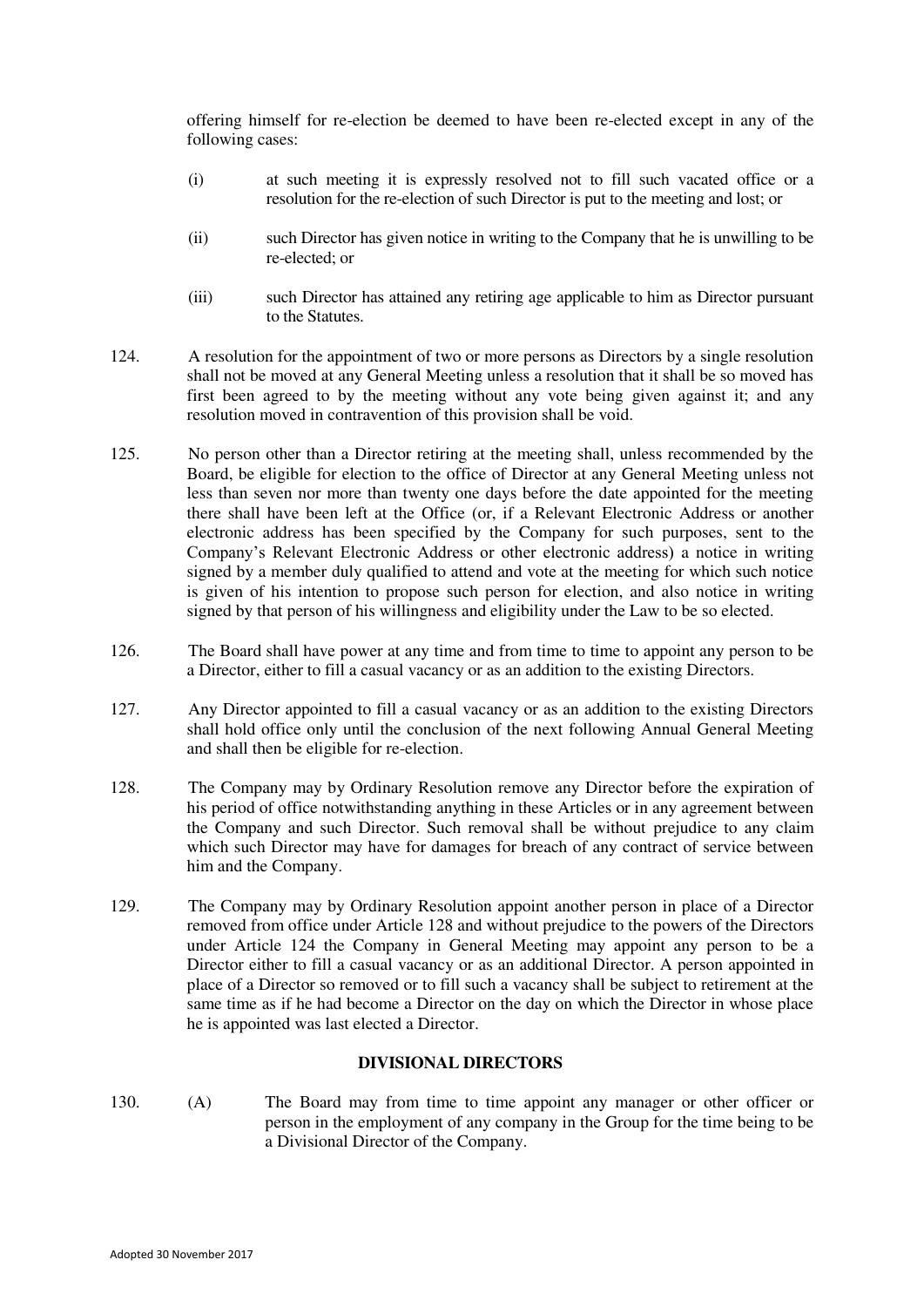offering himself for re-election be deemed to have been re-elected except in any of the following cases:

(i) at such meeting it is expressly resolved not to fill such vacated office or a resolution for the re-election of such Director is put to the meeting and lost; or

(ii) such Director has given notice in writing to the Company that he is unwilling to be re-elected; or

(iii) such Director has attained any retiring age applicable to him as Director pursuant to the Statutes.

124. A resolution for the appointment of two or more persons as Directors by a single resolution shall not be moved at any General Meeting unless a resolution that it shall be so moved has first been agreed to by the meeting without any vote being given against it; and any resolution moved in contravention of this provision shall be void.

125. No person other than a Director retiring at the meeting shall, unless recommended by the Board, be eligible for election to the office of Director at any General Meeting unless not less than seven nor more than twenty one days before the date appointed for the meeting there shall have been left at the Office (or, if a Relevant Electronic Address or another electronic address has been specified by the Company for such purposes, sent to the Company's Relevant Electronic Address or other electronic address) a notice in writing signed by a member duly qualified to attend and vote at the meeting for which such notice is given of his intention to propose such person for election, and also notice in writing signed by that person of his willingness and eligibility under the Law to be so elected.

126. The Board shall have power at any time and from time to time to appoint any person to be a Director, either to fill a casual vacancy or as an addition to the existing Directors.

127. Any Director appointed to fill a casual vacancy or as an addition to the existing Directors shall hold office only until the conclusion of the next following Annual General Meeting and shall then be eligible for re-election.

128. The Company may by Ordinary Resolution remove any Director before the expiration of his period of office notwithstanding anything in these Articles or in any agreement between the Company and such Director. Such removal shall be without prejudice to any claim which such Director may have for damages for breach of any contract of service between him and the Company.

129. The Company may by Ordinary Resolution appoint another person in place of a Director removed from office under Article 128 and without prejudice to the powers of the Directors under Article 124 the Company in General Meeting may appoint any person to be a Director either to fill a casual vacancy or as an additional Director. A person appointed in place of a Director so removed or to fill such a vacancy shall be subject to retirement at the same time as if he had become a Director on the day on which the Director in whose place he is appointed was last elected a Director.

## DIVISIONAL DIRECTORS

130. (A) The Board may from time to time appoint any manager or other officer or person in the employment of any company in the Group for the time being to be a Divisional Director of the Company.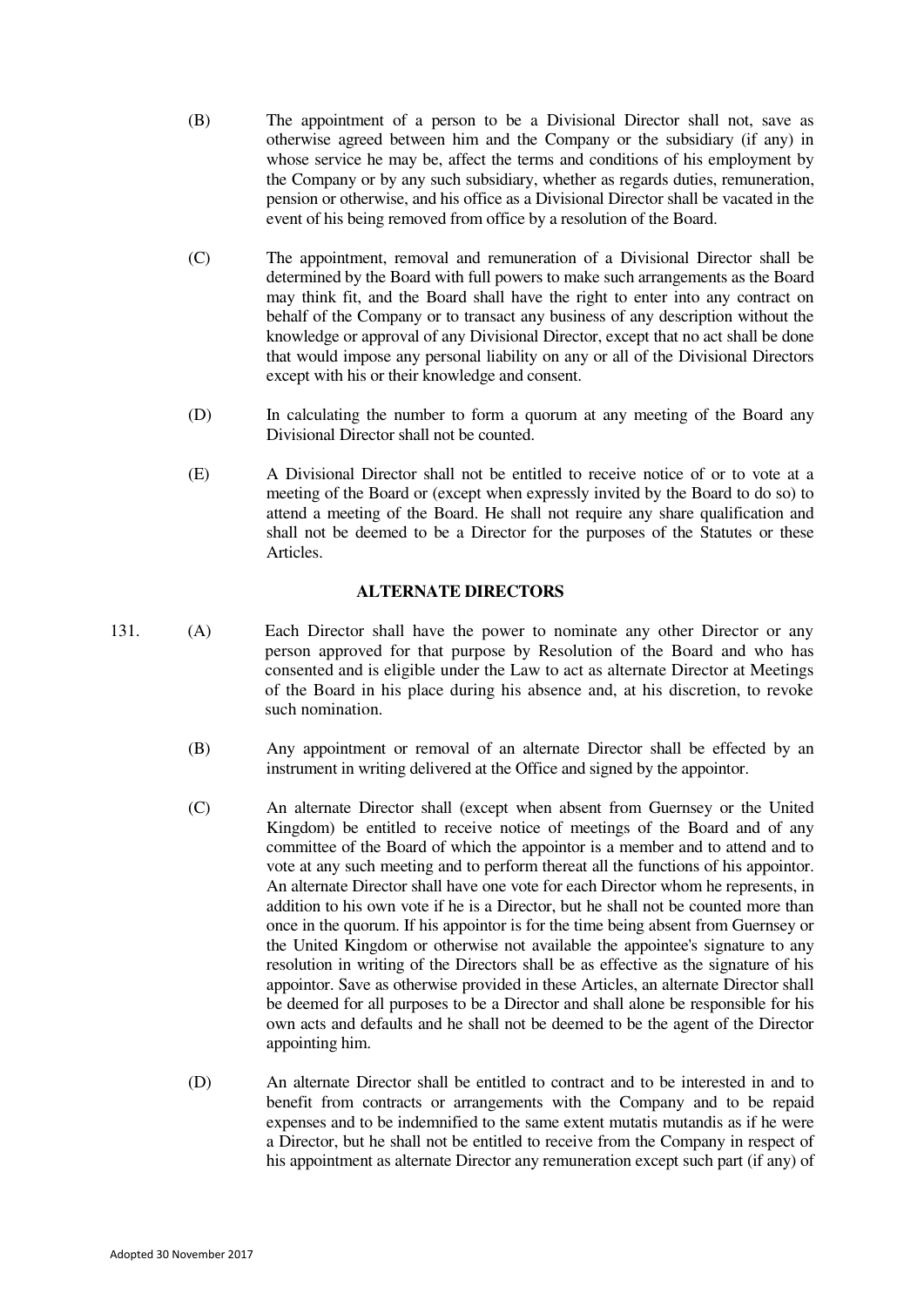(B) The appointment of a person to be a Divisional Director shall not, save as otherwise agreed between him and the Company or the subsidiary (if any) in whose service he may be, affect the terms and conditions of his employment by the Company or by any such subsidiary, whether as regards duties, remuneration, pension or otherwise, and his office as a Divisional Director shall be vacated in the event of his being removed from office by a resolution of the Board.

(C) The appointment, removal and remuneration of a Divisional Director shall be determined by the Board with full powers to make such arrangements as the Board may think fit, and the Board shall have the right to enter into any contract on behalf of the Company or to transact any business of any description without the knowledge or approval of any Divisional Director, except that no act shall be done that would impose any personal liability on any or all of the Divisional Directors except with his or their knowledge and consent.

(D) In calculating the number to form a quorum at any meeting of the Board any Divisional Director shall not be counted.

(E) A Divisional Director shall not be entitled to receive notice of or to vote at a meeting of the Board or (except when expressly invited by the Board to do so) to attend a meeting of the Board. He shall not require any share qualification and shall not be deemed to be a Director for the purposes of the Statutes or these Articles.

**ALTERNATE DIRECTORS**

131. (A) Each Director shall have the power to nominate any other Director or any person approved for that purpose by Resolution of the Board and who has consented and is eligible under the Law to act as alternate Director at Meetings of the Board in his place during his absence and, at his discretion, to revoke such nomination.

(B) Any appointment or removal of an alternate Director shall be effected by an instrument in writing delivered at the Office and signed by the appointor.

(C) An alternate Director shall (except when absent from Guernsey or the United Kingdom) be entitled to receive notice of meetings of the Board and of any committee of the Board of which the appointor is a member and to attend and to vote at any such meeting and to perform thereat all the functions of his appointor. An alternate Director shall have one vote for each Director whom he represents, in addition to his own vote if he is a Director, but he shall not be counted more than once in the quorum. If his appointor is for the time being absent from Guernsey or the United Kingdom or otherwise not available the appointee's signature to any resolution in writing of the Directors shall be as effective as the signature of his appointor. Save as otherwise provided in these Articles, an alternate Director shall be deemed for all purposes to be a Director and shall alone be responsible for his own acts and defaults and he shall not be deemed to be the agent of the Director appointing him.

(D) An alternate Director shall be entitled to contract and to be interested in and to benefit from contracts or arrangements with the Company and to be repaid expenses and to be indemnified to the same extent mutatis mutandis as if he were a Director, but he shall not be entitled to receive from the Company in respect of his appointment as alternate Director any remuneration except such part (if any) of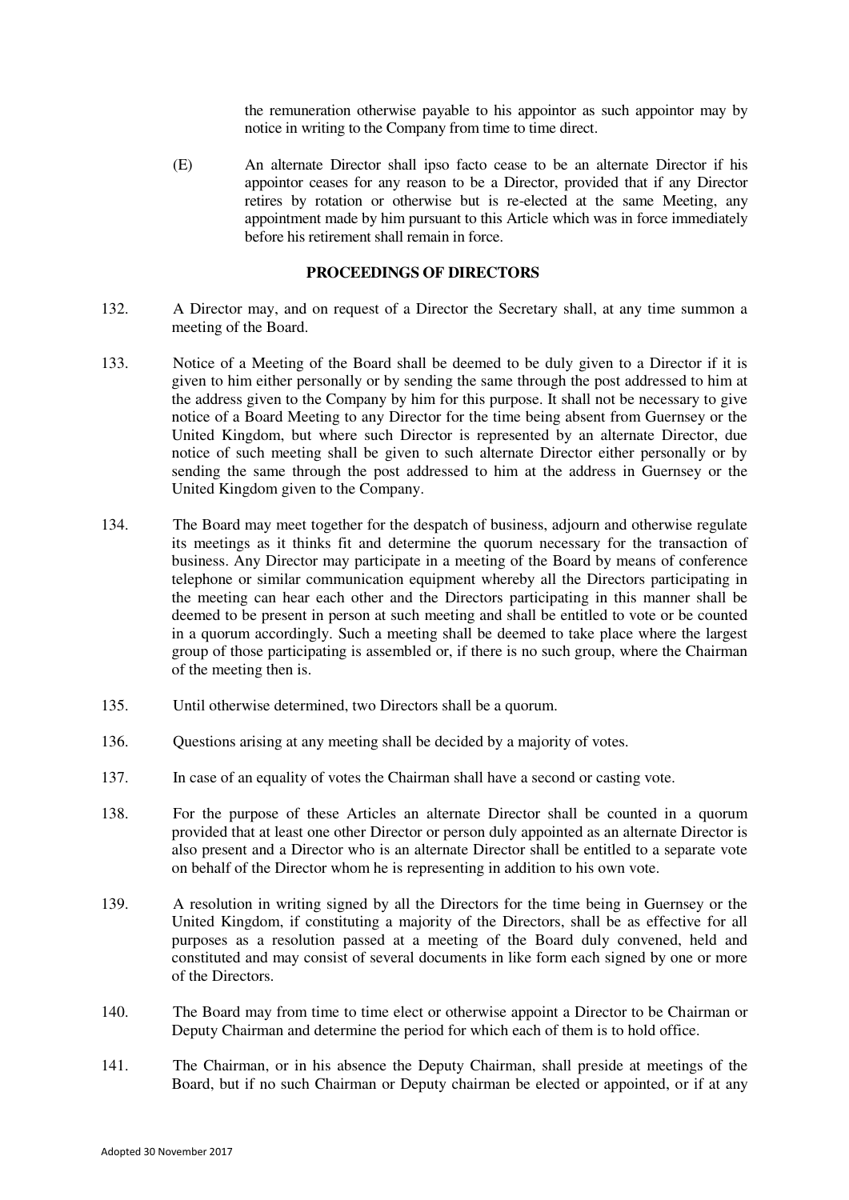the remuneration otherwise payable to his appointor as such appointor may by notice in writing to the Company from time to time direct.

(E) An alternate Director shall ipso facto cease to be an alternate Director if his appointor ceases for any reason to be a Director, provided that if any Director retires by rotation or otherwise but is re-elected at the same Meeting, any appointment made by him pursuant to this Article which was in force immediately before his retirement shall remain in force.

## PROCEEDINGS OF DIRECTORS

132. A Director may, and on request of a Director the Secretary shall, at any time summon a meeting of the Board.

133. Notice of a Meeting of the Board shall be deemed to be duly given to a Director if it is given to him either personally or by sending the same through the post addressed to him at the address given to the Company by him for this purpose. It shall not be necessary to give notice of a Board Meeting to any Director for the time being absent from Guernsey or the United Kingdom, but where such Director is represented by an alternate Director, due notice of such meeting shall be given to such alternate Director either personally or by sending the same through the post addressed to him at the address in Guernsey or the United Kingdom given to the Company.

134. The Board may meet together for the despatch of business, adjourn and otherwise regulate its meetings as it thinks fit and determine the quorum necessary for the transaction of business. Any Director may participate in a meeting of the Board by means of conference telephone or similar communication equipment whereby all the Directors participating in the meeting can hear each other and the Directors participating in this manner shall be deemed to be present in person at such meeting and shall be entitled to vote or be counted in a quorum accordingly. Such a meeting shall be deemed to take place where the largest group of those participating is assembled or, if there is no such group, where the Chairman of the meeting then is.

135. Until otherwise determined, two Directors shall be a quorum.

136. Questions arising at any meeting shall be decided by a majority of votes.

137. In case of an equality of votes the Chairman shall have a second or casting vote.

138. For the purpose of these Articles an alternate Director shall be counted in a quorum provided that at least one other Director or person duly appointed as an alternate Director is also present and a Director who is an alternate Director shall be entitled to a separate vote on behalf of the Director whom he is representing in addition to his own vote.

139. A resolution in writing signed by all the Directors for the time being in Guernsey or the United Kingdom, if constituting a majority of the Directors, shall be as effective for all purposes as a resolution passed at a meeting of the Board duly convened, held and constituted and may consist of several documents in like form each signed by one or more of the Directors.

140. The Board may from time to time elect or otherwise appoint a Director to be Chairman or Deputy Chairman and determine the period for which each of them is to hold office.

141. The Chairman, or in his absence the Deputy Chairman, shall preside at meetings of the Board, but if no such Chairman or Deputy chairman be elected or appointed, or if at any

Adopted 30 November 2017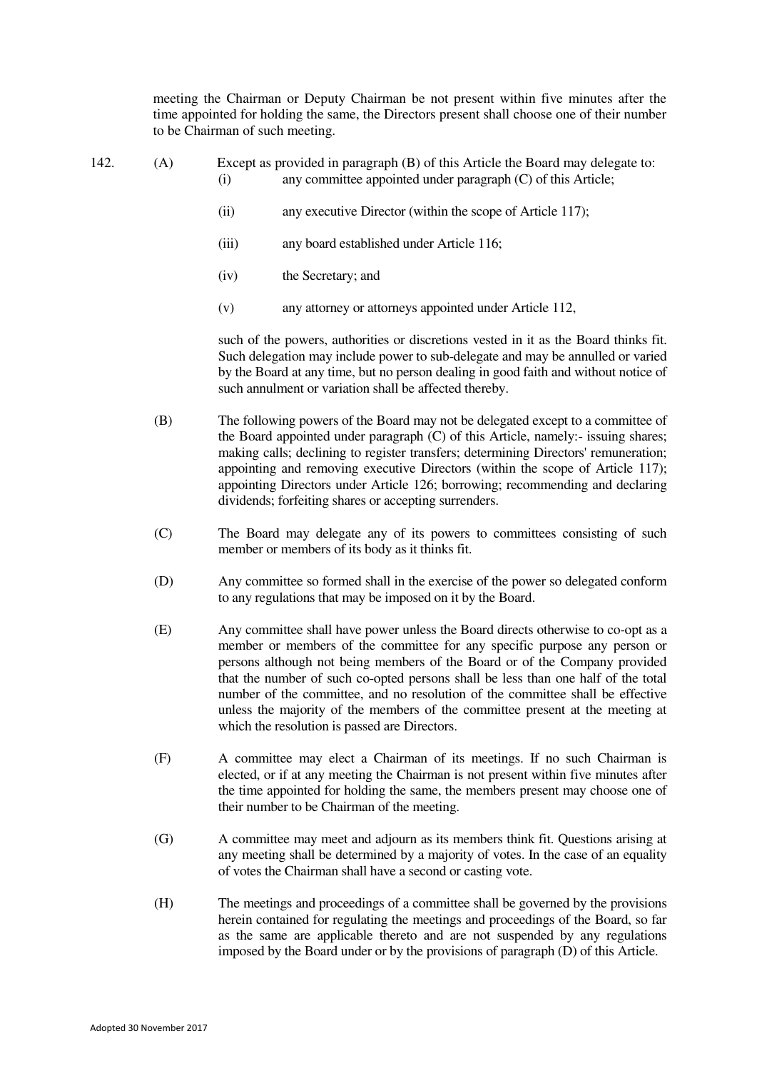meeting the Chairman or Deputy Chairman be not present within five minutes after the time appointed for holding the same, the Directors present shall choose one of their number to be Chairman of such meeting.

142. (A) Except as provided in paragraph (B) of this Article the Board may delegate to:

(i) any committee appointed under paragraph (C) of this Article;

(ii) any executive Director (within the scope of Article 117);

(iii) any board established under Article 116;

(iv) the Secretary; and

(v) any attorney or attorneys appointed under Article 112,

such of the powers, authorities or discretions vested in it as the Board thinks fit. Such delegation may include power to sub-delegate and may be annulled or varied by the Board at any time, but no person dealing in good faith and without notice of such annulment or variation shall be affected thereby.

(B) The following powers of the Board may not be delegated except to a committee of the Board appointed under paragraph (C) of this Article, namely:- issuing shares; making calls; declining to register transfers; determining Directors' remuneration; appointing and removing executive Directors (within the scope of Article 117); appointing Directors under Article 126; borrowing; recommending and declaring dividends; forfeiting shares or accepting surrenders.

(C) The Board may delegate any of its powers to committees consisting of such member or members of its body as it thinks fit.

(D) Any committee so formed shall in the exercise of the power so delegated conform to any regulations that may be imposed on it by the Board.

(E) Any committee shall have power unless the Board directs otherwise to co-opt as a member or members of the committee for any specific purpose any person or persons although not being members of the Board or of the Company provided that the number of such co-opted persons shall be less than one half of the total number of the committee, and no resolution of the committee shall be effective unless the majority of the members of the committee present at the meeting at which the resolution is passed are Directors.

(F) A committee may elect a Chairman of its meetings. If no such Chairman is elected, or if at any meeting the Chairman is not present within five minutes after the time appointed for holding the same, the members present may choose one of their number to be Chairman of the meeting.

(G) A committee may meet and adjourn as its members think fit. Questions arising at any meeting shall be determined by a majority of votes. In the case of an equality of votes the Chairman shall have a second or casting vote.

(H) The meetings and proceedings of a committee shall be governed by the provisions herein contained for regulating the meetings and proceedings of the Board, so far as the same are applicable thereto and are not suspended by any regulations imposed by the Board under or by the provisions of paragraph (D) of this Article.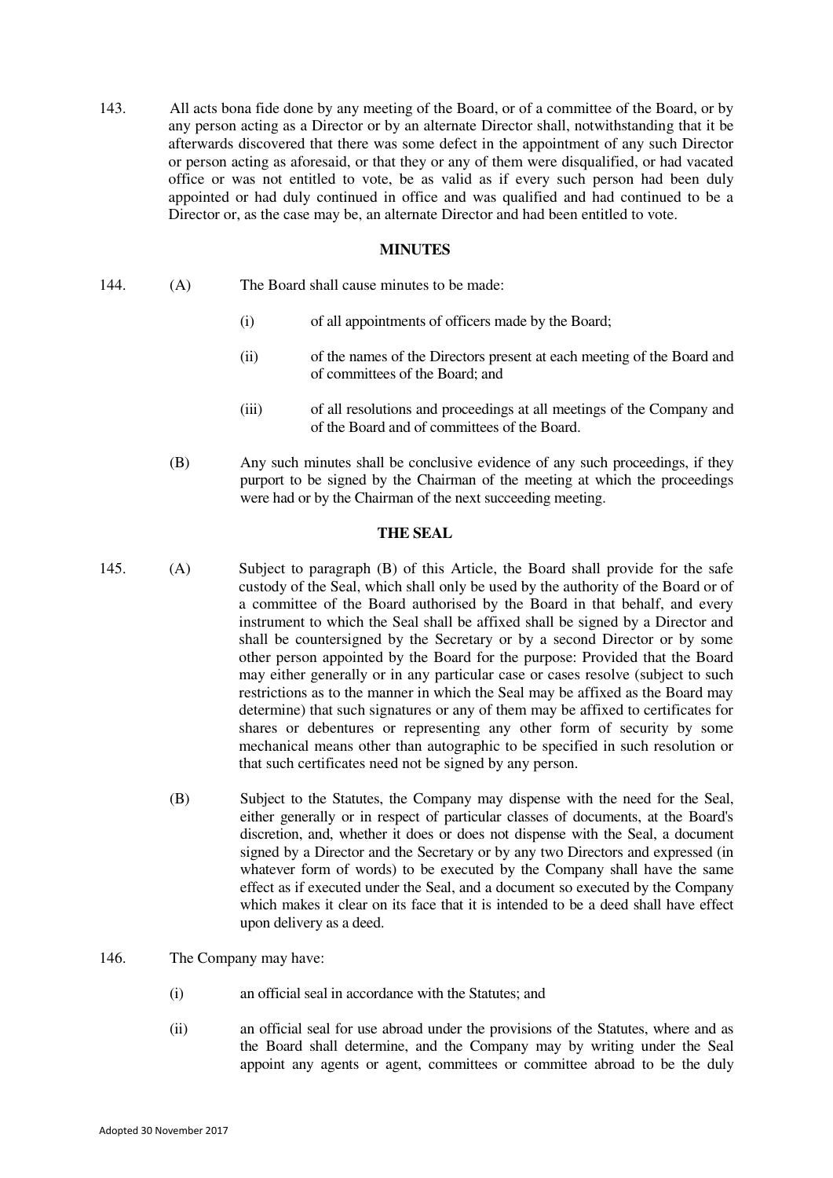143. All acts bona fide done by any meeting of the Board, or of a committee of the Board, or by any person acting as a Director or by an alternate Director shall, notwithstanding that it be afterwards discovered that there was some defect in the appointment of any such Director or person acting as aforesaid, or that they or any of them were disqualified, or had vacated office or was not entitled to vote, be as valid as if every such person had been duly appointed or had duly continued in office and was qualified and had continued to be a Director or, as the case may be, an alternate Director and had been entitled to vote.

**MINUTES**

144. (A) The Board shall cause minutes to be made:

(i) of all appointments of officers made by the Board;

(ii) of the names of the Directors present at each meeting of the Board and of committees of the Board; and

(iii) of all resolutions and proceedings at all meetings of the Company and of the Board and of committees of the Board.

(B) Any such minutes shall be conclusive evidence of any such proceedings, if they purport to be signed by the Chairman of the meeting at which the proceedings were had or by the Chairman of the next succeeding meeting.

**THE SEAL**

145. (A) Subject to paragraph (B) of this Article, the Board shall provide for the safe custody of the Seal, which shall only be used by the authority of the Board or of a committee of the Board authorised by the Board in that behalf, and every instrument to which the Seal shall be affixed shall be signed by a Director and shall be countersigned by the Secretary or by a second Director or by some other person appointed by the Board for the purpose: Provided that the Board may either generally or in any particular case or cases resolve (subject to such restrictions as to the manner in which the Seal may be affixed as the Board may determine) that such signatures or any of them may be affixed to certificates for shares or debentures or representing any other form of security by some mechanical means other than autographic to be specified in such resolution or that such certificates need not be signed by any person.

(B) Subject to the Statutes, the Company may dispense with the need for the Seal, either generally or in respect of particular classes of documents, at the Board's discretion, and, whether it does or does not dispense with the Seal, a document signed by a Director and the Secretary or by any two Directors and expressed (in whatever form of words) to be executed by the Company shall have the same effect as if executed under the Seal, and a document so executed by the Company which makes it clear on its face that it is intended to be a deed shall have effect upon delivery as a deed.

146. The Company may have:

(i) an official seal in accordance with the Statutes; and

(ii) an official seal for use abroad under the provisions of the Statutes, where and as the Board shall determine, and the Company may by writing under the Seal appoint any agents or agent, committees or committee abroad to be the duly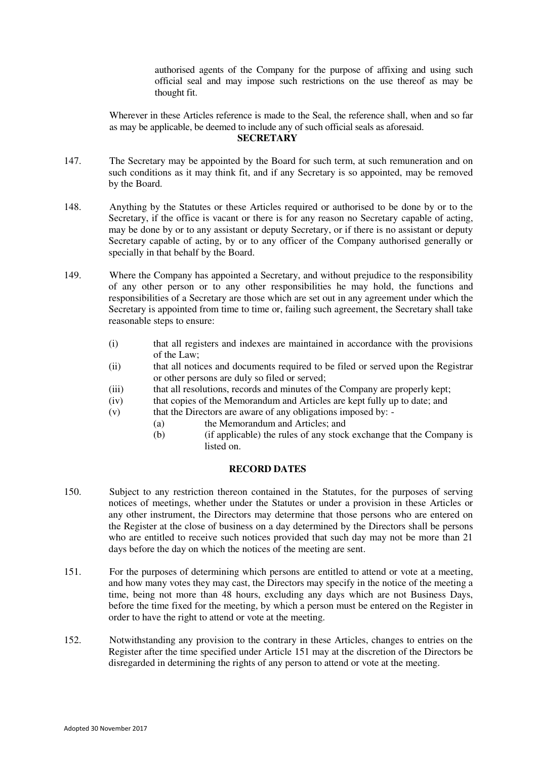authorised agents of the Company for the purpose of affixing and using such official seal and may impose such restrictions on the use thereof as may be thought fit.

Wherever in these Articles reference is made to the Seal, the reference shall, when and so far as may be applicable, be deemed to include any of such official seals as aforesaid.

## SECRETARY

147. The Secretary may be appointed by the Board for such term, at such remuneration and on such conditions as it may think fit, and if any Secretary is so appointed, may be removed by the Board.

148. Anything by the Statutes or these Articles required or authorised to be done by or to the Secretary, if the office is vacant or there is for any reason no Secretary capable of acting, may be done by or to any assistant or deputy Secretary, or if there is no assistant or deputy Secretary capable of acting, by or to any officer of the Company authorised generally or specially in that behalf by the Board.

149. Where the Company has appointed a Secretary, and without prejudice to the responsibility of any other person or to any other responsibilities he may hold, the functions and responsibilities of a Secretary are those which are set out in any agreement under which the Secretary is appointed from time to time or, failing such agreement, the Secretary shall take reasonable steps to ensure:

   (i) that all registers and indexes are maintained in accordance with the provisions of the Law;
   (ii) that all notices and documents required to be filed or served upon the Registrar or other persons are duly so filed or served;
   (iii) that all resolutions, records and minutes of the Company are properly kept;
   (iv) that copies of the Memorandum and Articles are kept fully up to date; and
   (v) that the Directors are aware of any obligations imposed by: -
      (a) the Memorandum and Articles; and
      (b) (if applicable) the rules of any stock exchange that the Company is listed on.

## RECORD DATES

150. Subject to any restriction thereon contained in the Statutes, for the purposes of serving notices of meetings, whether under the Statutes or under a provision in these Articles or any other instrument, the Directors may determine that those persons who are entered on the Register at the close of business on a day determined by the Directors shall be persons who are entitled to receive such notices provided that such day may not be more than 21 days before the day on which the notices of the meeting are sent.

151. For the purposes of determining which persons are entitled to attend or vote at a meeting, and how many votes they may cast, the Directors may specify in the notice of the meeting a time, being not more than 48 hours, excluding any days which are not Business Days, before the time fixed for the meeting, by which a person must be entered on the Register in order to have the right to attend or vote at the meeting.

152. Notwithstanding any provision to the contrary in these Articles, changes to entries on the Register after the time specified under Article 151 may at the discretion of the Directors be disregarded in determining the rights of any person to attend or vote at the meeting.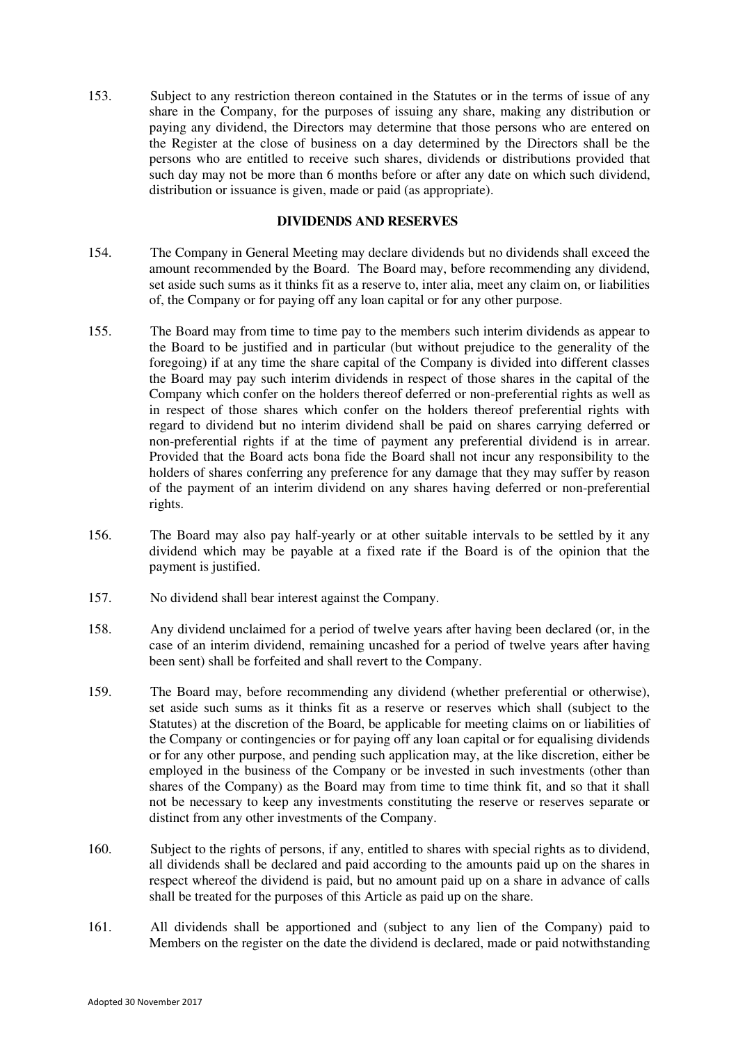153. Subject to any restriction thereon contained in the Statutes or in the terms of issue of any share in the Company, for the purposes of issuing any share, making any distribution or paying any dividend, the Directors may determine that those persons who are entered on the Register at the close of business on a day determined by the Directors shall be the persons who are entitled to receive such shares, dividends or distributions provided that such day may not be more than 6 months before or after any date on which such dividend, distribution or issuance is given, made or paid (as appropriate).

**DIVIDENDS AND RESERVES**

154. The Company in General Meeting may declare dividends but no dividends shall exceed the amount recommended by the Board. The Board may, before recommending any dividend, set aside such sums as it thinks fit as a reserve to, inter alia, meet any claim on, or liabilities of, the Company or for paying off any loan capital or for any other purpose.

155. The Board may from time to time pay to the members such interim dividends as appear to the Board to be justified and in particular (but without prejudice to the generality of the foregoing) if at any time the share capital of the Company is divided into different classes the Board may pay such interim dividends in respect of those shares in the capital of the Company which confer on the holders thereof deferred or non-preferential rights as well as in respect of those shares which confer on the holders thereof preferential rights with regard to dividend but no interim dividend shall be paid on shares carrying deferred or non-preferential rights if at the time of payment any preferential dividend is in arrear. Provided that the Board acts bona fide the Board shall not incur any responsibility to the holders of shares conferring any preference for any damage that they may suffer by reason of the payment of an interim dividend on any shares having deferred or non-preferential rights.

156. The Board may also pay half-yearly or at other suitable intervals to be settled by it any dividend which may be payable at a fixed rate if the Board is of the opinion that the payment is justified.

157. No dividend shall bear interest against the Company.

158. Any dividend unclaimed for a period of twelve years after having been declared (or, in the case of an interim dividend, remaining uncashed for a period of twelve years after having been sent) shall be forfeited and shall revert to the Company.

159. The Board may, before recommending any dividend (whether preferential or otherwise), set aside such sums as it thinks fit as a reserve or reserves which shall (subject to the Statutes) at the discretion of the Board, be applicable for meeting claims on or liabilities of the Company or contingencies or for paying off any loan capital or for equalising dividends or for any other purpose, and pending such application may, at the like discretion, either be employed in the business of the Company or be invested in such investments (other than shares of the Company) as the Board may from time to time think fit, and so that it shall not be necessary to keep any investments constituting the reserve or reserves separate or distinct from any other investments of the Company.

160. Subject to the rights of persons, if any, entitled to shares with special rights as to dividend, all dividends shall be declared and paid according to the amounts paid up on the shares in respect whereof the dividend is paid, but no amount paid up on a share in advance of calls shall be treated for the purposes of this Article as paid up on the share.

161. All dividends shall be apportioned and (subject to any lien of the Company) paid to Members on the register on the date the dividend is declared, made or paid notwithstanding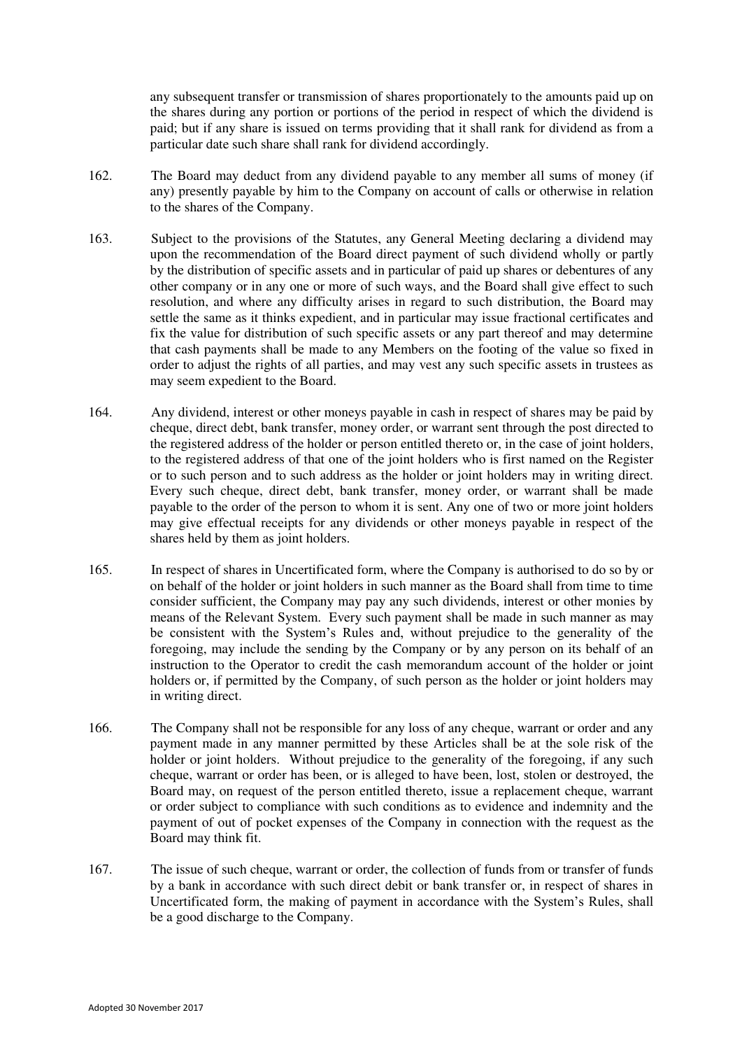any subsequent transfer or transmission of shares proportionately to the amounts paid up on the shares during any portion or portions of the period in respect of which the dividend is paid; but if any share is issued on terms providing that it shall rank for dividend as from a particular date such share shall rank for dividend accordingly.

162. The Board may deduct from any dividend payable to any member all sums of money (if any) presently payable by him to the Company on account of calls or otherwise in relation to the shares of the Company.

163. Subject to the provisions of the Statutes, any General Meeting declaring a dividend may upon the recommendation of the Board direct payment of such dividend wholly or partly by the distribution of specific assets and in particular of paid up shares or debentures of any other company or in any one or more of such ways, and the Board shall give effect to such resolution, and where any difficulty arises in regard to such distribution, the Board may settle the same as it thinks expedient, and in particular may issue fractional certificates and fix the value for distribution of such specific assets or any part thereof and may determine that cash payments shall be made to any Members on the footing of the value so fixed in order to adjust the rights of all parties, and may vest any such specific assets in trustees as may seem expedient to the Board.

164. Any dividend, interest or other moneys payable in cash in respect of shares may be paid by cheque, direct debt, bank transfer, money order, or warrant sent through the post directed to the registered address of the holder or person entitled thereto or, in the case of joint holders, to the registered address of that one of the joint holders who is first named on the Register or to such person and to such address as the holder or joint holders may in writing direct. Every such cheque, direct debt, bank transfer, money order, or warrant shall be made payable to the order of the person to whom it is sent. Any one of two or more joint holders may give effectual receipts for any dividends or other moneys payable in respect of the shares held by them as joint holders.

165. In respect of shares in Uncertificated form, where the Company is authorised to do so by or on behalf of the holder or joint holders in such manner as the Board shall from time to time consider sufficient, the Company may pay any such dividends, interest or other monies by means of the Relevant System. Every such payment shall be made in such manner as may be consistent with the System's Rules and, without prejudice to the generality of the foregoing, may include the sending by the Company or by any person on its behalf of an instruction to the Operator to credit the cash memorandum account of the holder or joint holders or, if permitted by the Company, of such person as the holder or joint holders may in writing direct.

166. The Company shall not be responsible for any loss of any cheque, warrant or order and any payment made in any manner permitted by these Articles shall be at the sole risk of the holder or joint holders. Without prejudice to the generality of the foregoing, if any such cheque, warrant or order has been, or is alleged to have been, lost, stolen or destroyed, the Board may, on request of the person entitled thereto, issue a replacement cheque, warrant or order subject to compliance with such conditions as to evidence and indemnity and the payment of out of pocket expenses of the Company in connection with the request as the Board may think fit.

167. The issue of such cheque, warrant or order, the collection of funds from or transfer of funds by a bank in accordance with such direct debit or bank transfer or, in respect of shares in Uncertificated form, the making of payment in accordance with the System's Rules, shall be a good discharge to the Company.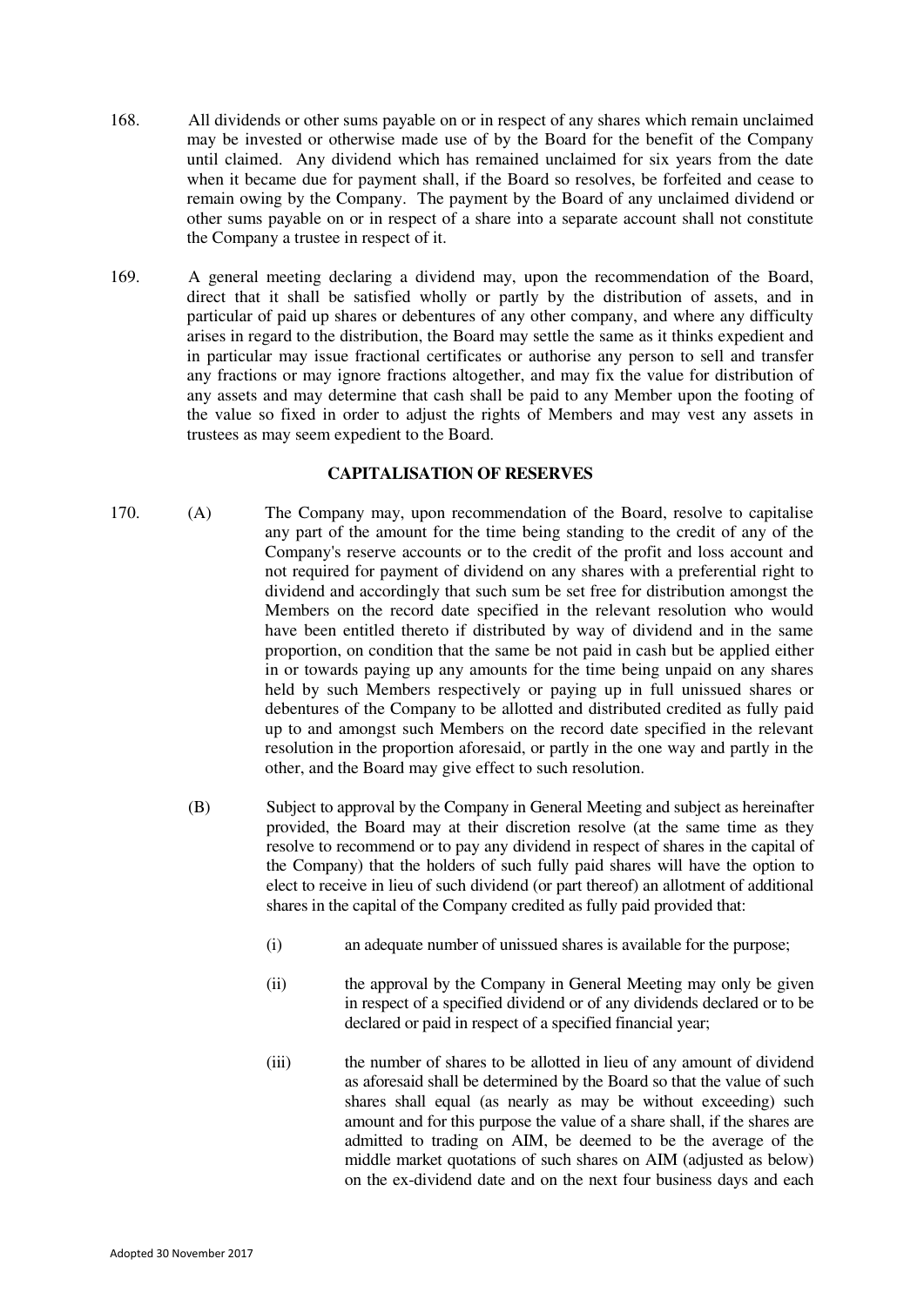168. All dividends or other sums payable on or in respect of any shares which remain unclaimed may be invested or otherwise made use of by the Board for the benefit of the Company until claimed. Any dividend which has remained unclaimed for six years from the date when it became due for payment shall, if the Board so resolves, be forfeited and cease to remain owing by the Company. The payment by the Board of any unclaimed dividend or other sums payable on or in respect of a share into a separate account shall not constitute the Company a trustee in respect of it.

169. A general meeting declaring a dividend may, upon the recommendation of the Board, direct that it shall be satisfied wholly or partly by the distribution of assets, and in particular of paid up shares or debentures of any other company, and where any difficulty arises in regard to the distribution, the Board may settle the same as it thinks expedient and in particular may issue fractional certificates or authorise any person to sell and transfer any fractions or may ignore fractions altogether, and may fix the value for distribution of any assets and may determine that cash shall be paid to any Member upon the footing of the value so fixed in order to adjust the rights of Members and may vest any assets in trustees as may seem expedient to the Board.

## CAPITALISATION OF RESERVES

170. (A) The Company may, upon recommendation of the Board, resolve to capitalise any part of the amount for the time being standing to the credit of any of the Company's reserve accounts or to the credit of the profit and loss account and not required for payment of dividend on any shares with a preferential right to dividend and accordingly that such sum be set free for distribution amongst the Members on the record date specified in the relevant resolution who would have been entitled thereto if distributed by way of dividend and in the same proportion, on condition that the same be not paid in cash but be applied either in or towards paying up any amounts for the time being unpaid on any shares held by such Members respectively or paying up in full unissued shares or debentures of the Company to be allotted and distributed credited as fully paid up to and amongst such Members on the record date specified in the relevant resolution in the proportion aforesaid, or partly in the one way and partly in the other, and the Board may give effect to such resolution.

(B) Subject to approval by the Company in General Meeting and subject as hereinafter provided, the Board may at their discretion resolve (at the same time as they resolve to recommend or to pay any dividend in respect of shares in the capital of the Company) that the holders of such fully paid shares will have the option to elect to receive in lieu of such dividend (or part thereof) an allotment of additional shares in the capital of the Company credited as fully paid provided that:

(i) an adequate number of unissued shares is available for the purpose;

(ii) the approval by the Company in General Meeting may only be given in respect of a specified dividend or of any dividends declared or to be declared or paid in respect of a specified financial year;

(iii) the number of shares to be allotted in lieu of any amount of dividend as aforesaid shall be determined by the Board so that the value of such shares shall equal (as nearly as may be without exceeding) such amount and for this purpose the value of a share shall, if the shares are admitted to trading on AIM, be deemed to be the average of the middle market quotations of such shares on AIM (adjusted as below) on the ex-dividend date and on the next four business days and each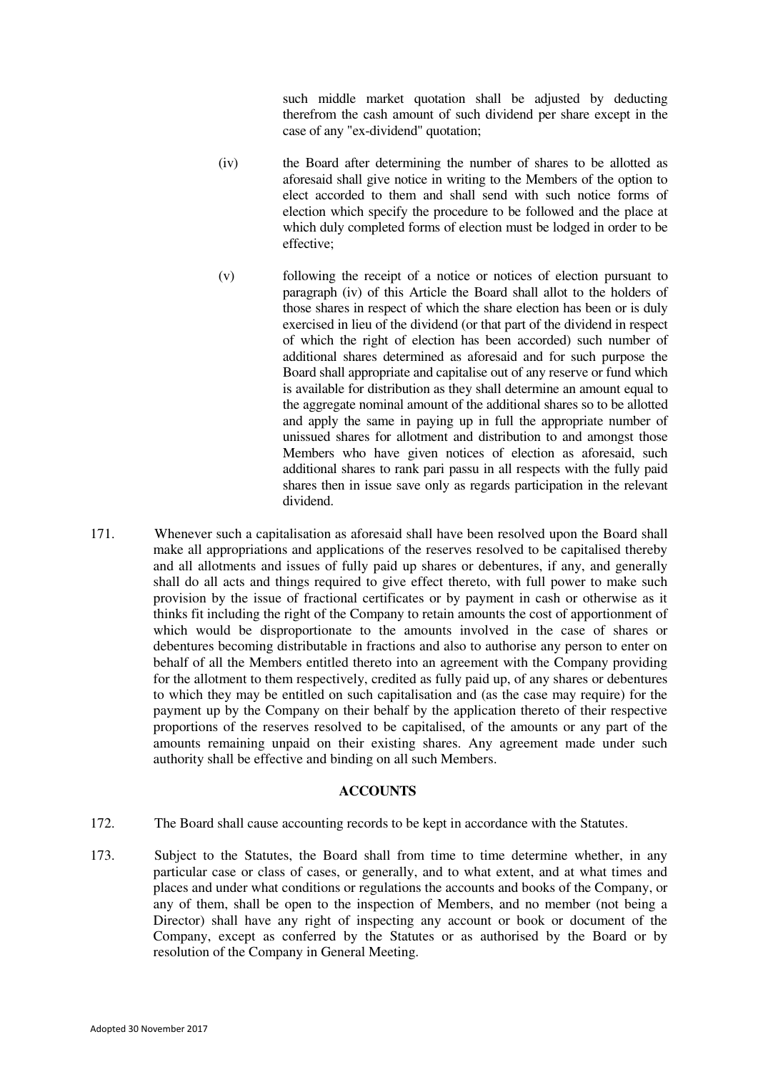such middle market quotation shall be adjusted by deducting therefrom the cash amount of such dividend per share except in the case of any "ex-dividend" quotation;

(iv) the Board after determining the number of shares to be allotted as aforesaid shall give notice in writing to the Members of the option to elect accorded to them and shall send with such notice forms of election which specify the procedure to be followed and the place at which duly completed forms of election must be lodged in order to be effective;

(v) following the receipt of a notice or notices of election pursuant to paragraph (iv) of this Article the Board shall allot to the holders of those shares in respect of which the share election has been or is duly exercised in lieu of the dividend (or that part of the dividend in respect of which the right of election has been accorded) such number of additional shares determined as aforesaid and for such purpose the Board shall appropriate and capitalise out of any reserve or fund which is available for distribution as they shall determine an amount equal to the aggregate nominal amount of the additional shares so to be allotted and apply the same in paying up in full the appropriate number of unissued shares for allotment and distribution to and amongst those Members who have given notices of election as aforesaid, such additional shares to rank pari passu in all respects with the fully paid shares then in issue save only as regards participation in the relevant dividend.

171. Whenever such a capitalisation as aforesaid shall have been resolved upon the Board shall make all appropriations and applications of the reserves resolved to be capitalised thereby and all allotments and issues of fully paid up shares or debentures, if any, and generally shall do all acts and things required to give effect thereto, with full power to make such provision by the issue of fractional certificates or by payment in cash or otherwise as it thinks fit including the right of the Company to retain amounts the cost of apportionment of which would be disproportionate to the amounts involved in the case of shares or debentures becoming distributable in fractions and also to authorise any person to enter on behalf of all the Members entitled thereto into an agreement with the Company providing for the allotment to them respectively, credited as fully paid up, of any shares or debentures to which they may be entitled on such capitalisation and (as the case may require) for the payment up by the Company on their behalf by the application thereto of their respective proportions of the reserves resolved to be capitalised, of the amounts or any part of the amounts remaining unpaid on their existing shares. Any agreement made under such authority shall be effective and binding on all such Members.

## ACCOUNTS

172. The Board shall cause accounting records to be kept in accordance with the Statutes.

173. Subject to the Statutes, the Board shall from time to time determine whether, in any particular case or class of cases, or generally, and to what extent, and at what times and places and under what conditions or regulations the accounts and books of the Company, or any of them, shall be open to the inspection of Members, and no member (not being a Director) shall have any right of inspecting any account or book or document of the Company, except as conferred by the Statutes or as authorised by the Board or by resolution of the Company in General Meeting.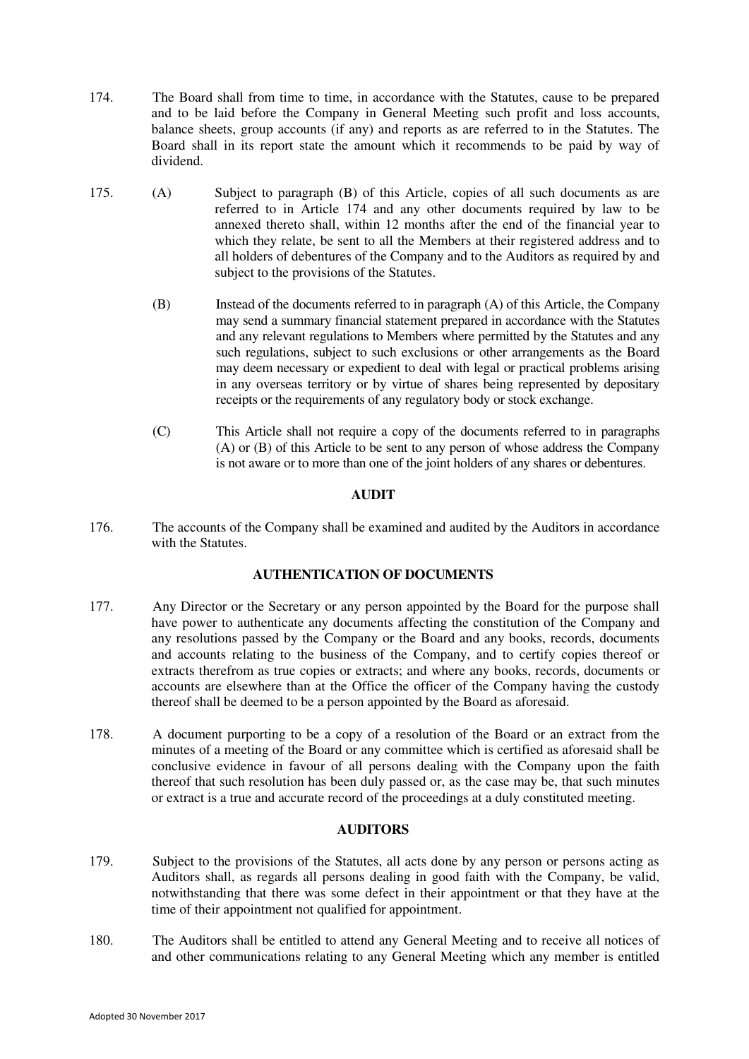174. The Board shall from time to time, in accordance with the Statutes, cause to be prepared and to be laid before the Company in General Meeting such profit and loss accounts, balance sheets, group accounts (if any) and reports as are referred to in the Statutes. The Board shall in its report state the amount which it recommends to be paid by way of dividend.

175. (A) Subject to paragraph (B) of this Article, copies of all such documents as are referred to in Article 174 and any other documents required by law to be annexed thereto shall, within 12 months after the end of the financial year to which they relate, be sent to all the Members at their registered address and to all holders of debentures of the Company and to the Auditors as required by and subject to the provisions of the Statutes.

(B) Instead of the documents referred to in paragraph (A) of this Article, the Company may send a summary financial statement prepared in accordance with the Statutes and any relevant regulations to Members where permitted by the Statutes and any such regulations, subject to such exclusions or other arrangements as the Board may deem necessary or expedient to deal with legal or practical problems arising in any overseas territory or by virtue of shares being represented by depositary receipts or the requirements of any regulatory body or stock exchange.

(C) This Article shall not require a copy of the documents referred to in paragraphs (A) or (B) of this Article to be sent to any person of whose address the Company is not aware or to more than one of the joint holders of any shares or debentures.

**AUDIT**

176. The accounts of the Company shall be examined and audited by the Auditors in accordance with the Statutes.

**AUTHENTICATION OF DOCUMENTS**

177. Any Director or the Secretary or any person appointed by the Board for the purpose shall have power to authenticate any documents affecting the constitution of the Company and any resolutions passed by the Company or the Board and any books, records, documents and accounts relating to the business of the Company, and to certify copies thereof or extracts therefrom as true copies or extracts; and where any books, records, documents or accounts are elsewhere than at the Office the officer of the Company having the custody thereof shall be deemed to be a person appointed by the Board as aforesaid.

178. A document purporting to be a copy of a resolution of the Board or an extract from the minutes of a meeting of the Board or any committee which is certified as aforesaid shall be conclusive evidence in favour of all persons dealing with the Company upon the faith thereof that such resolution has been duly passed or, as the case may be, that such minutes or extract is a true and accurate record of the proceedings at a duly constituted meeting.

**AUDITORS**

179. Subject to the provisions of the Statutes, all acts done by any person or persons acting as Auditors shall, as regards all persons dealing in good faith with the Company, be valid, notwithstanding that there was some defect in their appointment or that they have at the time of their appointment not qualified for appointment.

180. The Auditors shall be entitled to attend any General Meeting and to receive all notices of and other communications relating to any General Meeting which any member is entitled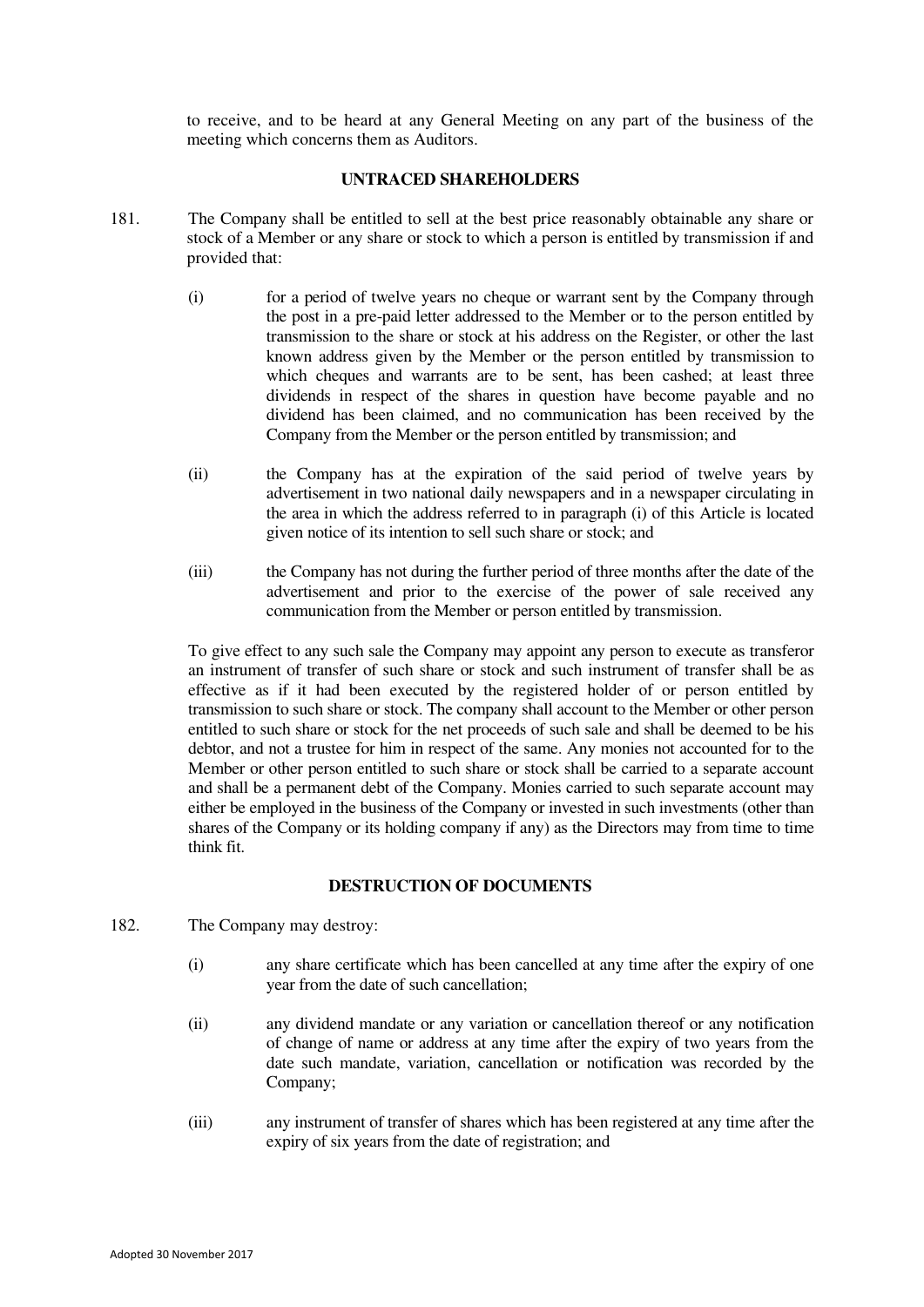to receive, and to be heard at any General Meeting on any part of the business of the meeting which concerns them as Auditors.

## UNTRACED SHAREHOLDERS

181. The Company shall be entitled to sell at the best price reasonably obtainable any share or stock of a Member or any share or stock to which a person is entitled by transmission if and provided that:

(i) for a period of twelve years no cheque or warrant sent by the Company through the post in a pre-paid letter addressed to the Member or to the person entitled by transmission to the share or stock at his address on the Register, or other the last known address given by the Member or the person entitled by transmission to which cheques and warrants are to be sent, has been cashed; at least three dividends in respect of the shares in question have become payable and no dividend has been claimed, and no communication has been received by the Company from the Member or the person entitled by transmission; and

(ii) the Company has at the expiration of the said period of twelve years by advertisement in two national daily newspapers and in a newspaper circulating in the area in which the address referred to in paragraph (i) of this Article is located given notice of its intention to sell such share or stock; and

(iii) the Company has not during the further period of three months after the date of the advertisement and prior to the exercise of the power of sale received any communication from the Member or person entitled by transmission.

To give effect to any such sale the Company may appoint any person to execute as transferor an instrument of transfer of such share or stock and such instrument of transfer shall be as effective as if it had been executed by the registered holder of or person entitled by transmission to such share or stock. The company shall account to the Member or other person entitled to such share or stock for the net proceeds of such sale and shall be deemed to be his debtor, and not a trustee for him in respect of the same. Any monies not accounted for to the Member or other person entitled to such share or stock shall be carried to a separate account and shall be a permanent debt of the Company. Monies carried to such separate account may either be employed in the business of the Company or invested in such investments (other than shares of the Company or its holding company if any) as the Directors may from time to time think fit.

## DESTRUCTION OF DOCUMENTS

182. The Company may destroy:

(i) any share certificate which has been cancelled at any time after the expiry of one year from the date of such cancellation;

(ii) any dividend mandate or any variation or cancellation thereof or any notification of change of name or address at any time after the expiry of two years from the date such mandate, variation, cancellation or notification was recorded by the Company;

(iii) any instrument of transfer of shares which has been registered at any time after the expiry of six years from the date of registration; and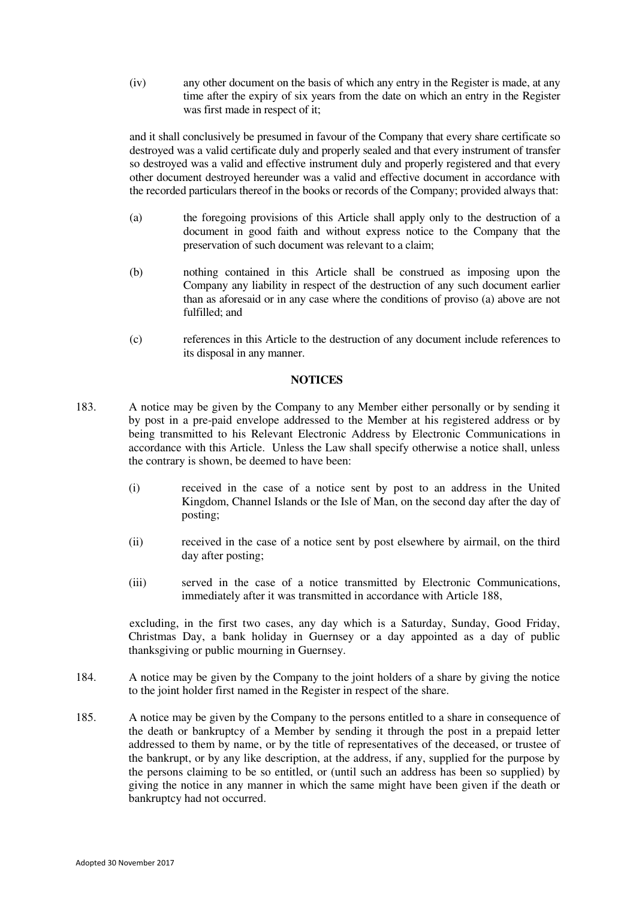(iv) any other document on the basis of which any entry in the Register is made, at any time after the expiry of six years from the date on which an entry in the Register was first made in respect of it;

and it shall conclusively be presumed in favour of the Company that every share certificate so destroyed was a valid certificate duly and properly sealed and that every instrument of transfer so destroyed was a valid and effective instrument duly and properly registered and that every other document destroyed hereunder was a valid and effective document in accordance with the recorded particulars thereof in the books or records of the Company; provided always that:

(a) the foregoing provisions of this Article shall apply only to the destruction of a document in good faith and without express notice to the Company that the preservation of such document was relevant to a claim;

(b) nothing contained in this Article shall be construed as imposing upon the Company any liability in respect of the destruction of any such document earlier than as aforesaid or in any case where the conditions of proviso (a) above are not fulfilled; and

(c) references in this Article to the destruction of any document include references to its disposal in any manner.

## NOTICES

183. A notice may be given by the Company to any Member either personally or by sending it by post in a pre-paid envelope addressed to the Member at his registered address or by being transmitted to his Relevant Electronic Address by Electronic Communications in accordance with this Article. Unless the Law shall specify otherwise a notice shall, unless the contrary is shown, be deemed to have been:

(i) received in the case of a notice sent by post to an address in the United Kingdom, Channel Islands or the Isle of Man, on the second day after the day of posting;

(ii) received in the case of a notice sent by post elsewhere by airmail, on the third day after posting;

(iii) served in the case of a notice transmitted by Electronic Communications, immediately after it was transmitted in accordance with Article 188,

excluding, in the first two cases, any day which is a Saturday, Sunday, Good Friday, Christmas Day, a bank holiday in Guernsey or a day appointed as a day of public thanksgiving or public mourning in Guernsey.

184. A notice may be given by the Company to the joint holders of a share by giving the notice to the joint holder first named in the Register in respect of the share.

185. A notice may be given by the Company to the persons entitled to a share in consequence of the death or bankruptcy of a Member by sending it through the post in a prepaid letter addressed to them by name, or by the title of representatives of the deceased, or trustee of the bankrupt, or by any like description, at the address, if any, supplied for the purpose by the persons claiming to be so entitled, or (until such an address has been so supplied) by giving the notice in any manner in which the same might have been given if the death or bankruptcy had not occurred.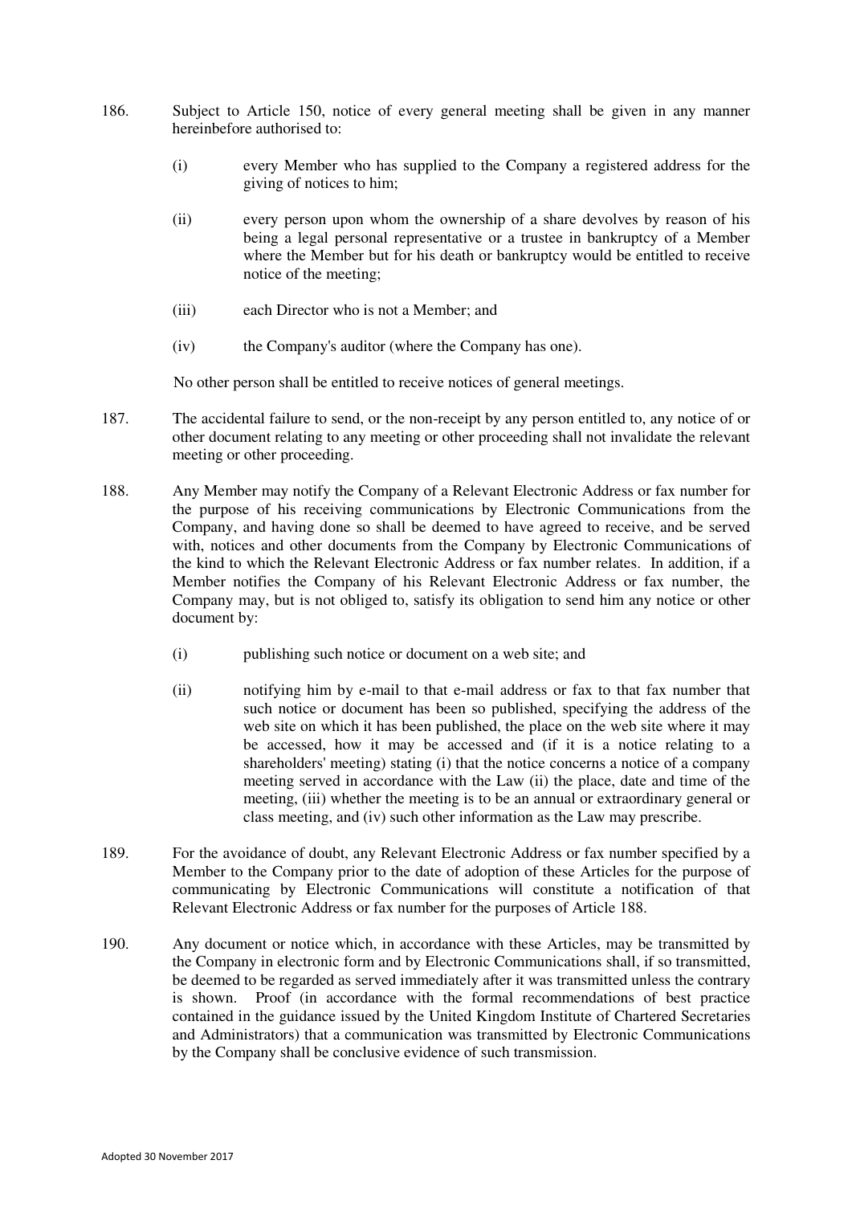186. Subject to Article 150, notice of every general meeting shall be given in any manner hereinbefore authorised to:

    (i) every Member who has supplied to the Company a registered address for the giving of notices to him;

    (ii) every person upon whom the ownership of a share devolves by reason of his being a legal personal representative or a trustee in bankruptcy of a Member where the Member but for his death or bankruptcy would be entitled to receive notice of the meeting;

    (iii) each Director who is not a Member; and

    (iv) the Company's auditor (where the Company has one).

    No other person shall be entitled to receive notices of general meetings.

187. The accidental failure to send, or the non-receipt by any person entitled to, any notice of or other document relating to any meeting or other proceeding shall not invalidate the relevant meeting or other proceeding.

188. Any Member may notify the Company of a Relevant Electronic Address or fax number for the purpose of his receiving communications by Electronic Communications from the Company, and having done so shall be deemed to have agreed to receive, and be served with, notices and other documents from the Company by Electronic Communications of the kind to which the Relevant Electronic Address or fax number relates. In addition, if a Member notifies the Company of his Relevant Electronic Address or fax number, the Company may, but is not obliged to, satisfy its obligation to send him any notice or other document by:

    (i) publishing such notice or document on a web site; and

    (ii) notifying him by e-mail to that e-mail address or fax to that fax number that such notice or document has been so published, specifying the address of the web site on which it has been published, the place on the web site where it may be accessed, how it may be accessed and (if it is a notice relating to a shareholders' meeting) stating (i) that the notice concerns a notice of a company meeting served in accordance with the Law (ii) the place, date and time of the meeting, (iii) whether the meeting is to be an annual or extraordinary general or class meeting, and (iv) such other information as the Law may prescribe.

189. For the avoidance of doubt, any Relevant Electronic Address or fax number specified by a Member to the Company prior to the date of adoption of these Articles for the purpose of communicating by Electronic Communications will constitute a notification of that Relevant Electronic Address or fax number for the purposes of Article 188.

190. Any document or notice which, in accordance with these Articles, may be transmitted by the Company in electronic form and by Electronic Communications shall, if so transmitted, be deemed to be regarded as served immediately after it was transmitted unless the contrary is shown. Proof (in accordance with the formal recommendations of best practice contained in the guidance issued by the United Kingdom Institute of Chartered Secretaries and Administrators) that a communication was transmitted by Electronic Communications by the Company shall be conclusive evidence of such transmission.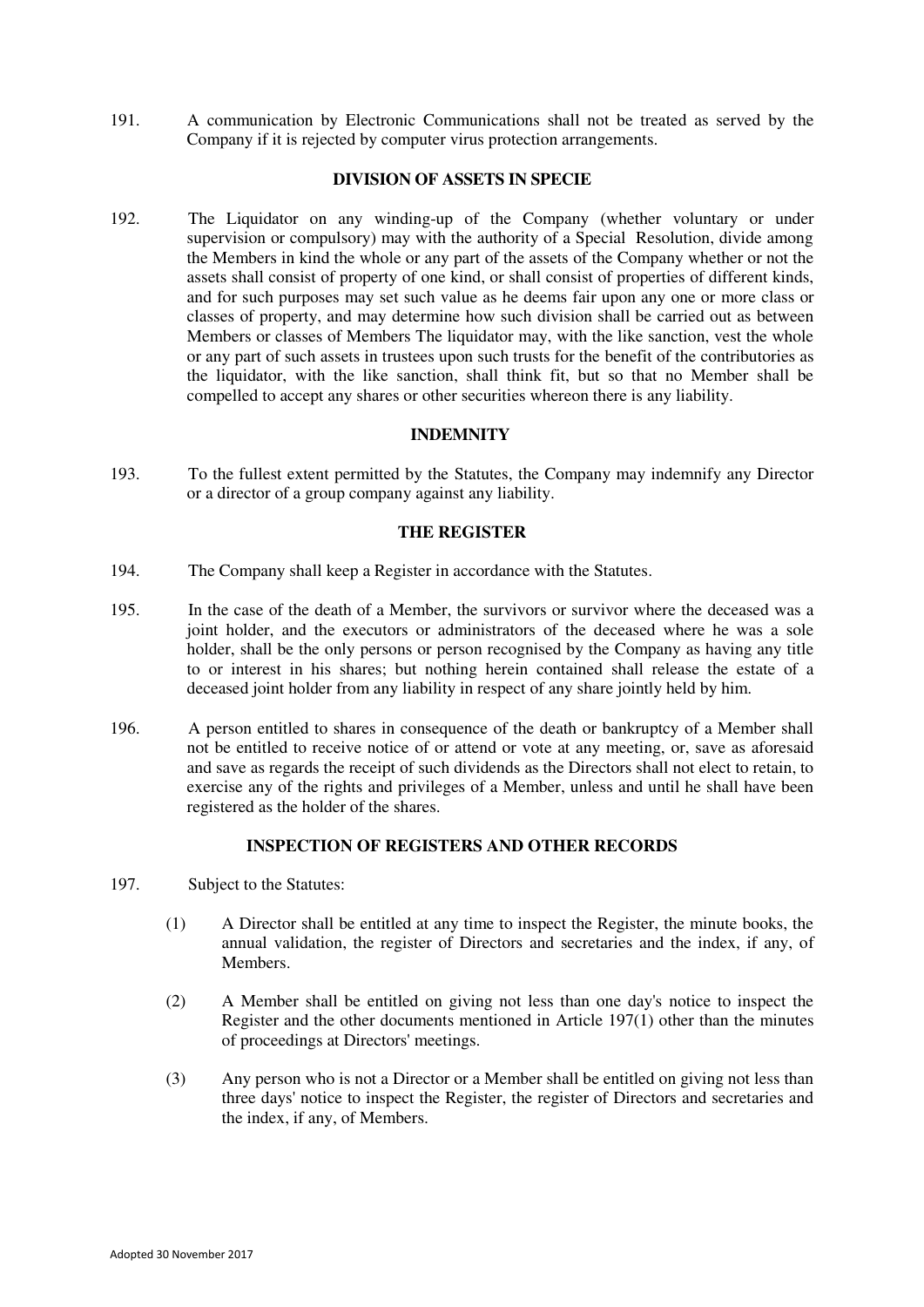191. A communication by Electronic Communications shall not be treated as served by the Company if it is rejected by computer virus protection arrangements.

## DIVISION OF ASSETS IN SPECIE

192. The Liquidator on any winding-up of the Company (whether voluntary or under supervision or compulsory) may with the authority of a Special Resolution, divide among the Members in kind the whole or any part of the assets of the Company whether or not the assets shall consist of property of one kind, or shall consist of properties of different kinds, and for such purposes may set such value as he deems fair upon any one or more class or classes of property, and may determine how such division shall be carried out as between Members or classes of Members The liquidator may, with the like sanction, vest the whole or any part of such assets in trustees upon such trusts for the benefit of the contributories as the liquidator, with the like sanction, shall think fit, but so that no Member shall be compelled to accept any shares or other securities whereon there is any liability.

## INDEMNITY

193. To the fullest extent permitted by the Statutes, the Company may indemnify any Director or a director of a group company against any liability.

## THE REGISTER

194. The Company shall keep a Register in accordance with the Statutes.

195. In the case of the death of a Member, the survivors or survivor where the deceased was a joint holder, and the executors or administrators of the deceased where he was a sole holder, shall be the only persons or person recognised by the Company as having any title to or interest in his shares; but nothing herein contained shall release the estate of a deceased joint holder from any liability in respect of any share jointly held by him.

196. A person entitled to shares in consequence of the death or bankruptcy of a Member shall not be entitled to receive notice of or attend or vote at any meeting, or, save as aforesaid and save as regards the receipt of such dividends as the Directors shall not elect to retain, to exercise any of the rights and privileges of a Member, unless and until he shall have been registered as the holder of the shares.

## INSPECTION OF REGISTERS AND OTHER RECORDS

197. Subject to the Statutes:

(1) A Director shall be entitled at any time to inspect the Register, the minute books, the annual validation, the register of Directors and secretaries and the index, if any, of Members.

(2) A Member shall be entitled on giving not less than one day's notice to inspect the Register and the other documents mentioned in Article 197(1) other than the minutes of proceedings at Directors' meetings.

(3) Any person who is not a Director or a Member shall be entitled on giving not less than three days' notice to inspect the Register, the register of Directors and secretaries and the index, if any, of Members.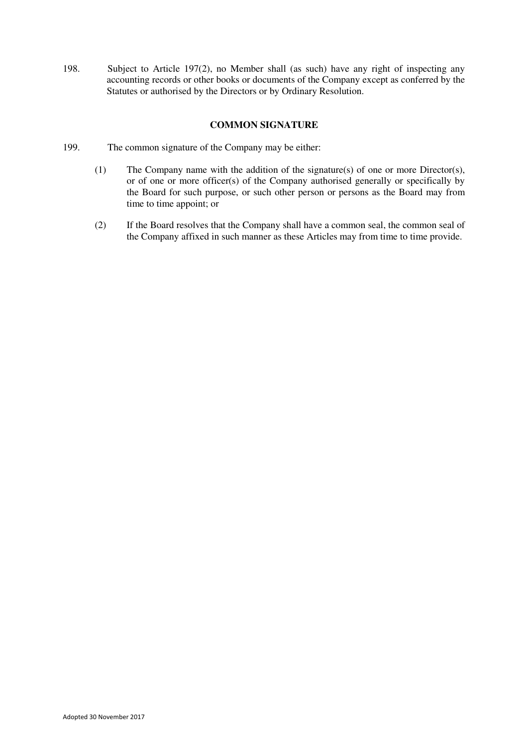198. Subject to Article 197(2), no Member shall (as such) have any right of inspecting any accounting records or other books or documents of the Company except as conferred by the Statutes or authorised by the Directors or by Ordinary Resolution.

## COMMON SIGNATURE

199. The common signature of the Company may be either:

(1) The Company name with the addition of the signature(s) of one or more Director(s), or of one or more officer(s) of the Company authorised generally or specifically by the Board for such purpose, or such other person or persons as the Board may from time to time appoint; or

(2) If the Board resolves that the Company shall have a common seal, the common seal of the Company affixed in such manner as these Articles may from time to time provide.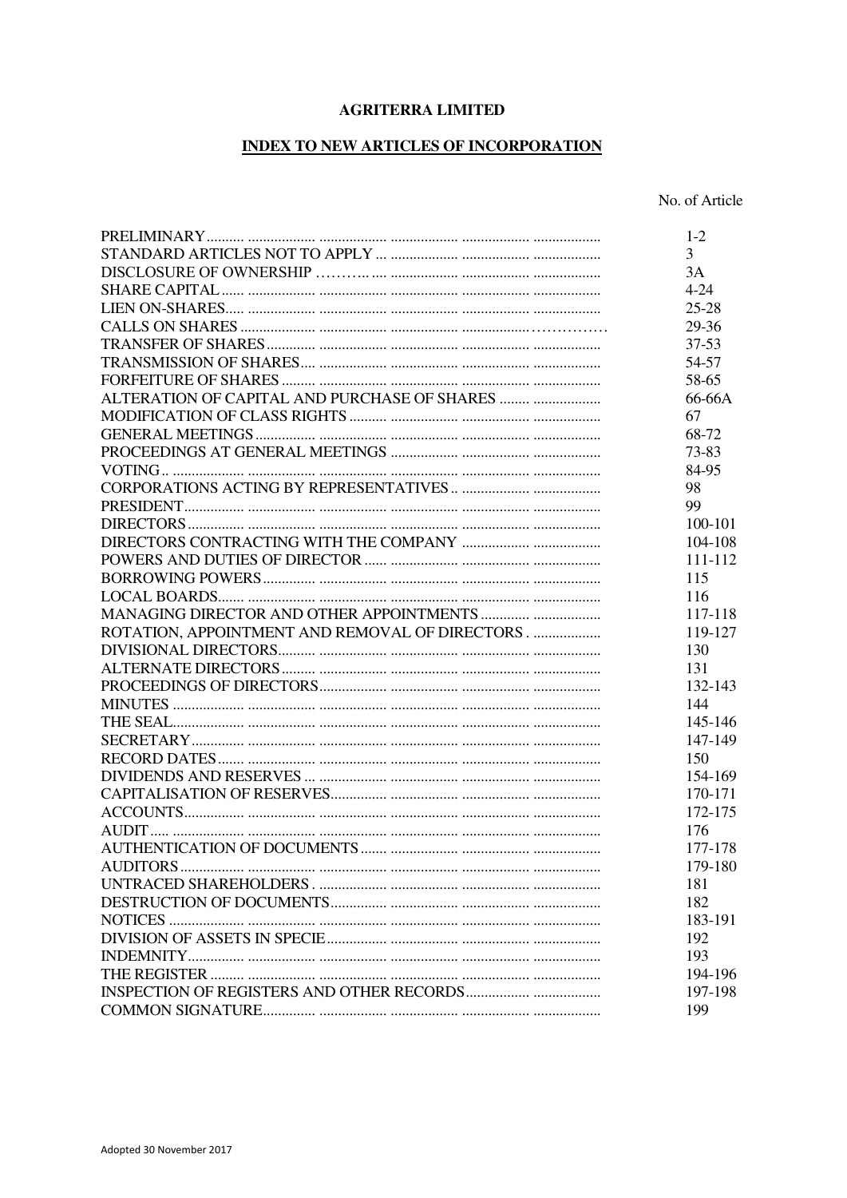# AGRITERRA LIMITED

## INDEX TO NEW ARTICLES OF INCORPORATION

| | No. of Article |
|---|---|
| PRELIMINARY | 1-2 |
| STANDARD ARTICLES NOT TO APPLY | 3 |
| DISCLOSURE OF OWNERSHIP | 3A |
| SHARE CAPITAL | 4-24 |
| LIEN ON-SHARES | 25-28 |
| CALLS ON SHARES | 29-36 |
| TRANSFER OF SHARES | 37-53 |
| TRANSMISSION OF SHARES | 54-57 |
| FORFEITURE OF SHARES | 58-65 |
| ALTERATION OF CAPITAL AND PURCHASE OF SHARES | 66-66A |
| MODIFICATION OF CLASS RIGHTS | 67 |
| GENERAL MEETINGS | 68-72 |
| PROCEEDINGS AT GENERAL MEETINGS | 73-83 |
| VOTING | 84-95 |
| CORPORATIONS ACTING BY REPRESENTATIVES | 98 |
| PRESIDENT | 99 |
| DIRECTORS | 100-101 |
| DIRECTORS CONTRACTING WITH THE COMPANY | 104-108 |
| POWERS AND DUTIES OF DIRECTOR | 111-112 |
| BORROWING POWERS | 115 |
| LOCAL BOARDS | 116 |
| MANAGING DIRECTOR AND OTHER APPOINTMENTS | 117-118 |
| ROTATION, APPOINTMENT AND REMOVAL OF DIRECTORS | 119-127 |
| DIVISIONAL DIRECTORS | 130 |
| ALTERNATE DIRECTORS | 131 |
| PROCEEDINGS OF DIRECTORS | 132-143 |
| MINUTES | 144 |
| THE SEAL | 145-146 |
| SECRETARY | 147-149 |
| RECORD DATES | 150 |
| DIVIDENDS AND RESERVES | 154-169 |
| CAPITALISATION OF RESERVES | 170-171 |
| ACCOUNTS | 172-175 |
| AUDIT | 176 |
| AUTHENTICATION OF DOCUMENTS | 177-178 |
| AUDITORS | 179-180 |
| UNTRACED SHAREHOLDERS | 181 |
| DESTRUCTION OF DOCUMENTS | 182 |
| NOTICES | 183-191 |
| DIVISION OF ASSETS IN SPECIE | 192 |
| INDEMNITY | 193 |
| THE REGISTER | 194-196 |
| INSPECTION OF REGISTERS AND OTHER RECORDS | 197-198 |
| COMMON SIGNATURE | 199 |

Adopted 30 November 2017